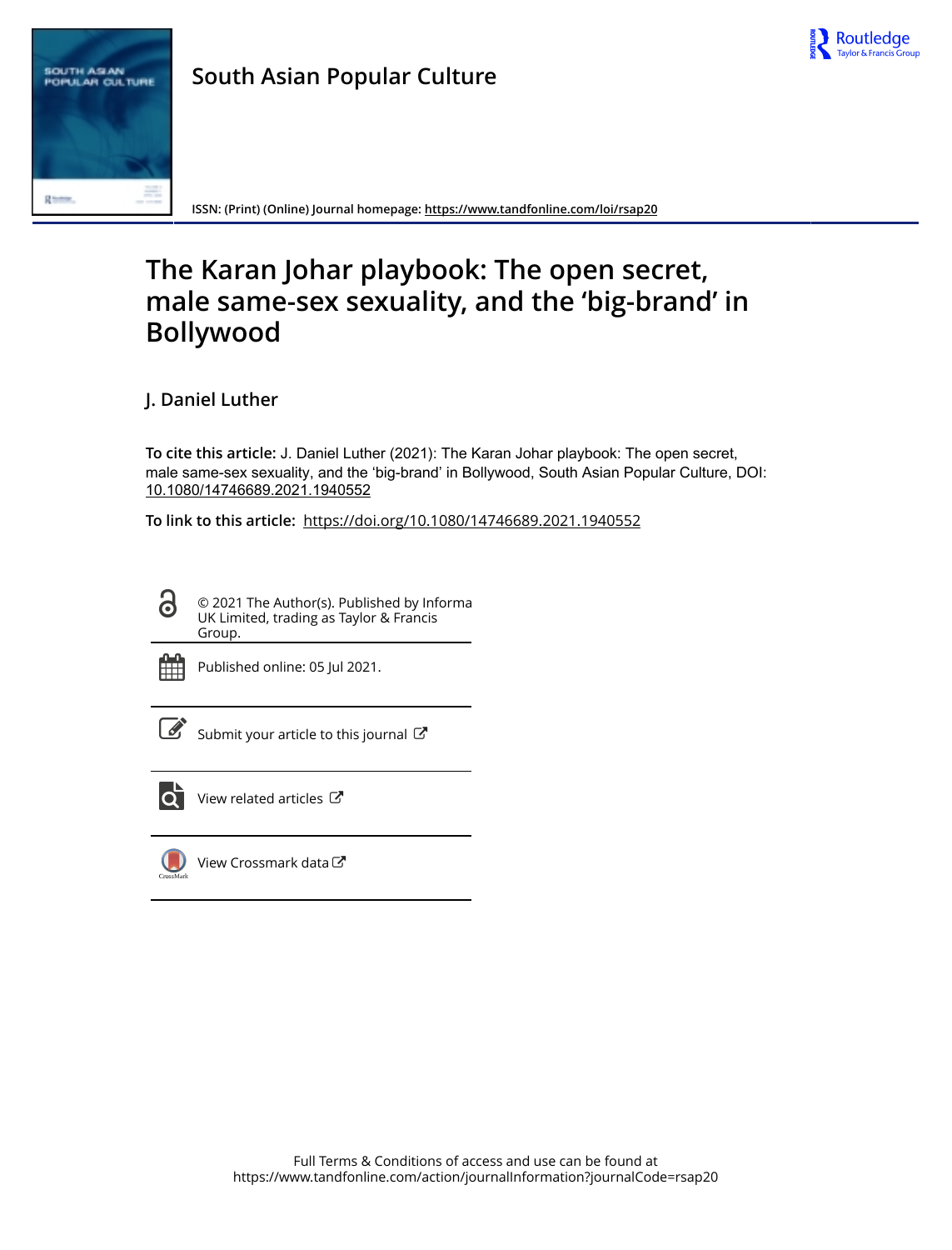South Asian Popular Culture

ISSN: (Print) (Online) Journal homepage: https://www.tandfonline.com/loi/rsap20

# The Karan Johar playbook: The open secret, male same-sex sexuality, and the 'big-brand' in Bollywood

## J. Daniel Luther

**To cite this article:** J. Daniel Luther (2021): The Karan Johar playbook: The open secret, male same-sex sexuality, and the 'big-brand' in Bollywood, South Asian Popular Culture, DOI: 10.1080/14746689.2021.1940552

**To link to this article:** https://doi.org/10.1080/14746689.2021.1940552

© 2021 The Author(s). Published by Informa UK Limited, trading as Taylor & Francis Group.

Published online: 05 Jul 2021.

Submit your article to this journal

View related articles

View Crossmark data

Full Terms & Conditions of access and use can be found at
https://www.tandfonline.com/action/journalInformation?journalCode=rsap20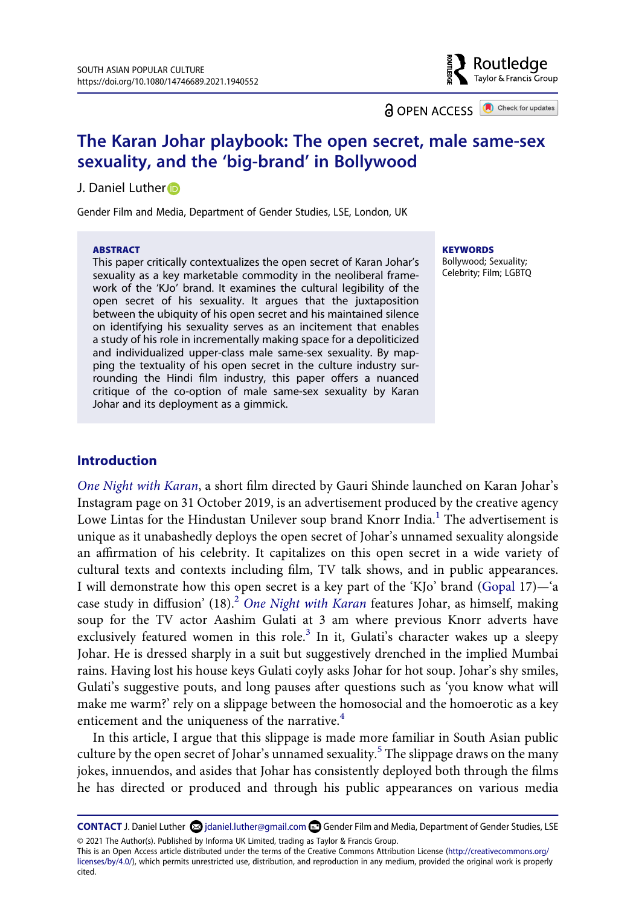# The Karan Johar playbook: The open secret, male same-sex sexuality, and the 'big-brand' in Bollywood

J. Daniel Luther

Gender Film and Media, Department of Gender Studies, LSE, London, UK

**ABSTRACT**

This paper critically contextualizes the open secret of Karan Johar's sexuality as a key marketable commodity in the neoliberal framework of the 'KJo' brand. It examines the cultural legibility of the open secret of his sexuality. It argues that the juxtaposition between the ubiquity of his open secret and his maintained silence on identifying his sexuality serves as an incitement that enables a study of his role in incrementally making space for a depoliticized and individualized upper-class male same-sex sexuality. By mapping the textuality of his open secret in the culture industry surrounding the Hindi film industry, this paper offers a nuanced critique of the co-option of male same-sex sexuality by Karan Johar and its deployment as a gimmick.

**KEYWORDS**

Bollywood; Sexuality; Celebrity; Film; LGBTQ

## Introduction

*One Night with Karan*, a short film directed by Gauri Shinde launched on Karan Johar's Instagram page on 31 October 2019, is an advertisement produced by the creative agency Lowe Lintas for the Hindustan Unilever soup brand Knorr India.[1] The advertisement is unique as it unabashedly deploys the open secret of Johar's unnamed sexuality alongside an affirmation of his celebrity. It capitalizes on this open secret in a wide variety of cultural texts and contexts including film, TV talk shows, and in public appearances. I will demonstrate how this open secret is a key part of the 'KJo' brand (Gopal 17)—'a case study in diffusion' (18).[2] *One Night with Karan* features Johar, as himself, making soup for the TV actor Aashim Gulati at 3 am where previous Knorr adverts have exclusively featured women in this role.[3] In it, Gulati's character wakes up a sleepy Johar. He is dressed sharply in a suit but suggestively drenched in the implied Mumbai rains. Having lost his house keys Gulati coyly asks Johar for hot soup. Johar's shy smiles, Gulati's suggestive pouts, and long pauses after questions such as 'you know what will make me warm?' rely on a slippage between the homosocial and the homoerotic as a key enticement and the uniqueness of the narrative.[4]

In this article, I argue that this slippage is made more familiar in South Asian public culture by the open secret of Johar's unnamed sexuality.[5] The slippage draws on the many jokes, innuendos, and asides that Johar has consistently deployed both through the films he has directed or produced and through his public appearances on various media

**CONTACT** J. Daniel Luther jdaniel.luther@gmail.com Gender Film and Media, Department of Gender Studies, LSE

© 2021 The Author(s). Published by Informa UK Limited, trading as Taylor & Francis Group.
This is an Open Access article distributed under the terms of the Creative Commons Attribution License (http://creativecommons.org/licenses/by/4.0/), which permits unrestricted use, distribution, and reproduction in any medium, provided the original work is properly cited.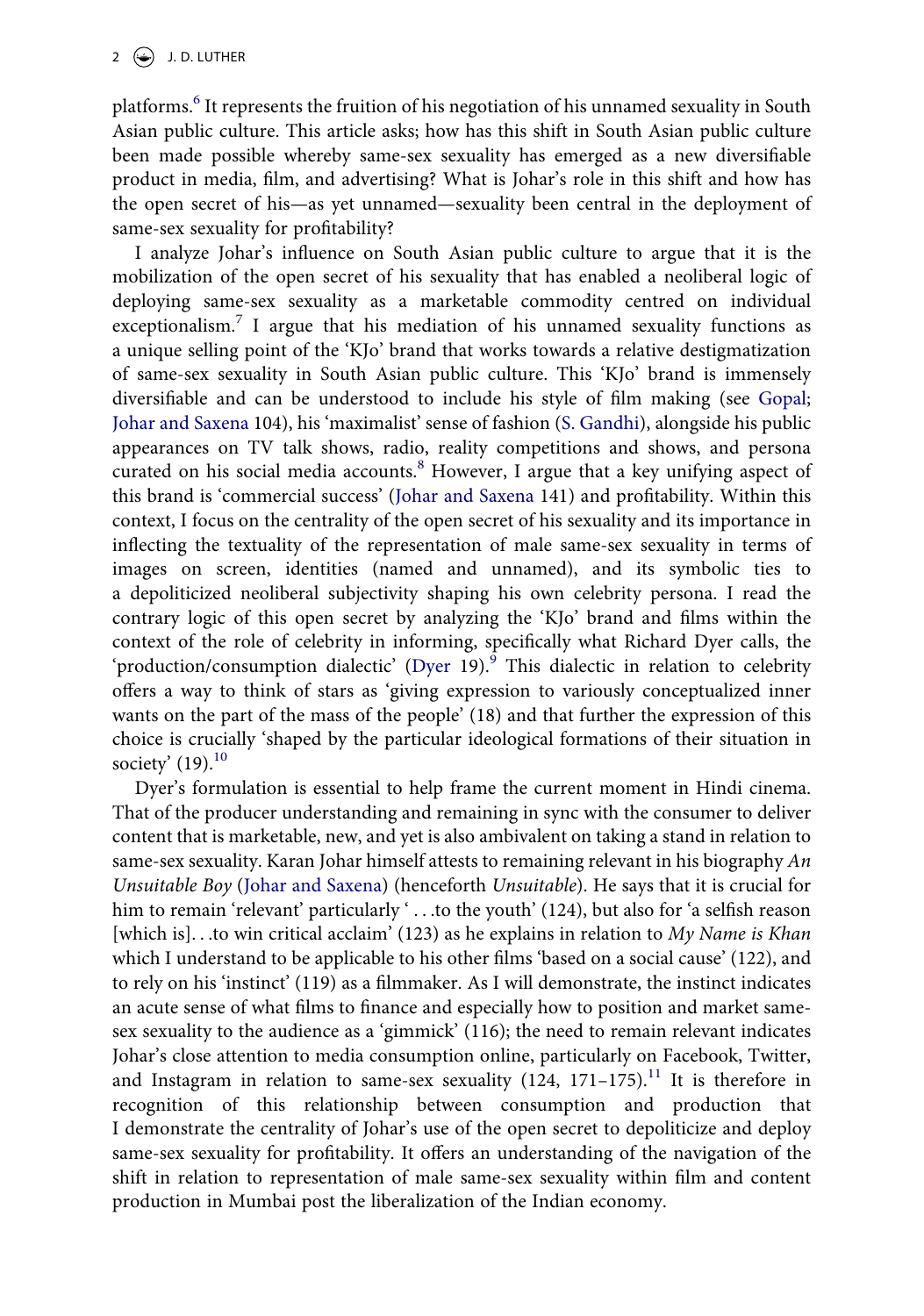platforms.[6] It represents the fruition of his negotiation of his unnamed sexuality in South Asian public culture. This article asks; how has this shift in South Asian public culture been made possible whereby same-sex sexuality has emerged as a new diversifiable product in media, film, and advertising? What is Johar's role in this shift and how has the open secret of his—as yet unnamed—sexuality been central in the deployment of same-sex sexuality for profitability?

I analyze Johar's influence on South Asian public culture to argue that it is the mobilization of the open secret of his sexuality that has enabled a neoliberal logic of deploying same-sex sexuality as a marketable commodity centred on individual exceptionalism.[7] I argue that his mediation of his unnamed sexuality functions as a unique selling point of the 'KJo' brand that works towards a relative destigmatization of same-sex sexuality in South Asian public culture. This 'KJo' brand is immensely diversifiable and can be understood to include his style of film making (see Gopal; Johar and Saxena 104), his 'maximalist' sense of fashion (S. Gandhi), alongside his public appearances on TV talk shows, radio, reality competitions and shows, and persona curated on his social media accounts.[8] However, I argue that a key unifying aspect of this brand is 'commercial success' (Johar and Saxena 141) and profitability. Within this context, I focus on the centrality of the open secret of his sexuality and its importance in inflecting the textuality of the representation of male same-sex sexuality in terms of images on screen, identities (named and unnamed), and its symbolic ties to a depoliticized neoliberal subjectivity shaping his own celebrity persona. I read the contrary logic of this open secret by analyzing the 'KJo' brand and films within the context of the role of celebrity in informing, specifically what Richard Dyer calls, the 'production/consumption dialectic' (Dyer 19).[9] This dialectic in relation to celebrity offers a way to think of stars as 'giving expression to variously conceptualized inner wants on the part of the mass of the people' (18) and that further the expression of this choice is crucially 'shaped by the particular ideological formations of their situation in society' (19).[10]

Dyer's formulation is essential to help frame the current moment in Hindi cinema. That of the producer understanding and remaining in sync with the consumer to deliver content that is marketable, new, and yet is also ambivalent on taking a stand in relation to same-sex sexuality. Karan Johar himself attests to remaining relevant in his biography *An Unsuitable Boy* (Johar and Saxena) (henceforth *Unsuitable*). He says that it is crucial for him to remain 'relevant' particularly ' . . .to the youth' (124), but also for 'a selfish reason [which is]. . .to win critical acclaim' (123) as he explains in relation to *My Name is Khan* which I understand to be applicable to his other films 'based on a social cause' (122), and to rely on his 'instinct' (119) as a filmmaker. As I will demonstrate, the instinct indicates an acute sense of what films to finance and especially how to position and market same-sex sexuality to the audience as a 'gimmick' (116); the need to remain relevant indicates Johar's close attention to media consumption online, particularly on Facebook, Twitter, and Instagram in relation to same-sex sexuality (124, 171–175).[11] It is therefore in recognition of this relationship between consumption and production that I demonstrate the centrality of Johar's use of the open secret to depoliticize and deploy same-sex sexuality for profitability. It offers an understanding of the navigation of the shift in relation to representation of male same-sex sexuality within film and content production in Mumbai post the liberalization of the Indian economy.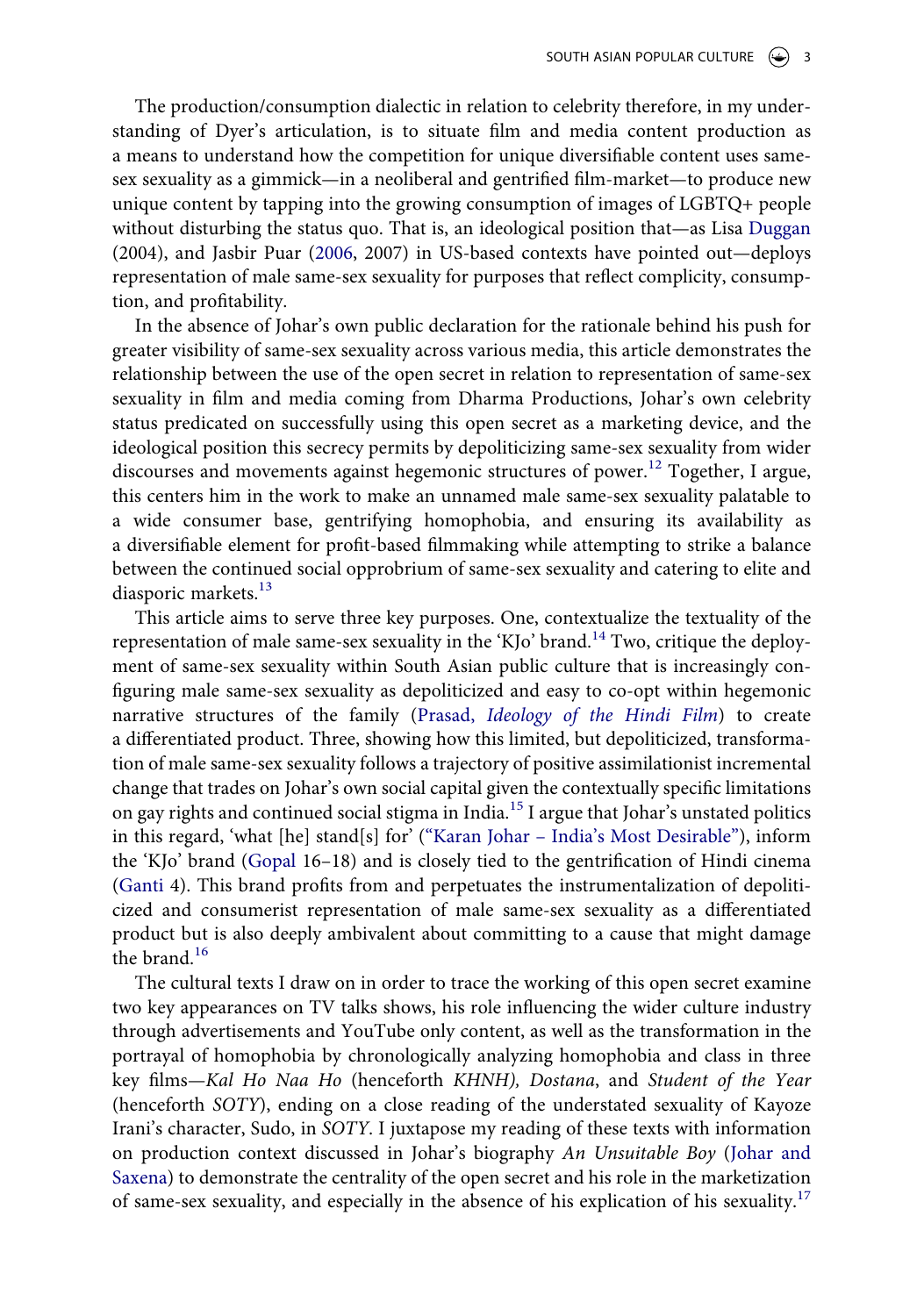The production/consumption dialectic in relation to celebrity therefore, in my understanding of Dyer's articulation, is to situate film and media content production as a means to understand how the competition for unique diversifiable content uses same-sex sexuality as a gimmick—in a neoliberal and gentrified film-market—to produce new unique content by tapping into the growing consumption of images of LGBTQ+ people without disturbing the status quo. That is, an ideological position that—as Lisa Duggan (2004), and Jasbir Puar (2006, 2007) in US-based contexts have pointed out—deploys representation of male same-sex sexuality for purposes that reflect complicity, consumption, and profitability.

In the absence of Johar's own public declaration for the rationale behind his push for greater visibility of same-sex sexuality across various media, this article demonstrates the relationship between the use of the open secret in relation to representation of same-sex sexuality in film and media coming from Dharma Productions, Johar's own celebrity status predicated on successfully using this open secret as a marketing device, and the ideological position this secrecy permits by depoliticizing same-sex sexuality from wider discourses and movements against hegemonic structures of power.[12] Together, I argue, this centers him in the work to make an unnamed male same-sex sexuality palatable to a wide consumer base, gentrifying homophobia, and ensuring its availability as a diversifiable element for profit-based filmmaking while attempting to strike a balance between the continued social opprobrium of same-sex sexuality and catering to elite and diasporic markets.[13]

This article aims to serve three key purposes. One, contextualize the textuality of the representation of male same-sex sexuality in the 'KJo' brand.[14] Two, critique the deployment of same-sex sexuality within South Asian public culture that is increasingly configuring male same-sex sexuality as depoliticized and easy to co-opt within hegemonic narrative structures of the family (Prasad, *Ideology of the Hindi Film*) to create a differentiated product. Three, showing how this limited, but depoliticized, transformation of male same-sex sexuality follows a trajectory of positive assimilationist incremental change that trades on Johar's own social capital given the contextually specific limitations on gay rights and continued social stigma in India.[15] I argue that Johar's unstated politics in this regard, 'what [he] stand[s] for' ("Karan Johar – India's Most Desirable"), inform the 'KJo' brand (Gopal 16–18) and is closely tied to the gentrification of Hindi cinema (Ganti 4). This brand profits from and perpetuates the instrumentalization of depoliticized and consumerist representation of male same-sex sexuality as a differentiated product but is also deeply ambivalent about committing to a cause that might damage the brand.[16]

The cultural texts I draw on in order to trace the working of this open secret examine two key appearances on TV talks shows, his role influencing the wider culture industry through advertisements and YouTube only content, as well as the transformation in the portrayal of homophobia by chronologically analyzing homophobia and class in three key films—*Kal Ho Naa Ho* (henceforth *KHNH*), *Dostana*, and *Student of the Year* (henceforth *SOTY*), ending on a close reading of the understated sexuality of Kayoze Irani's character, Sudo, in *SOTY*. I juxtapose my reading of these texts with information on production context discussed in Johar's biography *An Unsuitable Boy* (Johar and Saxena) to demonstrate the centrality of the open secret and his role in the marketization of same-sex sexuality, and especially in the absence of his explication of his sexuality.[17]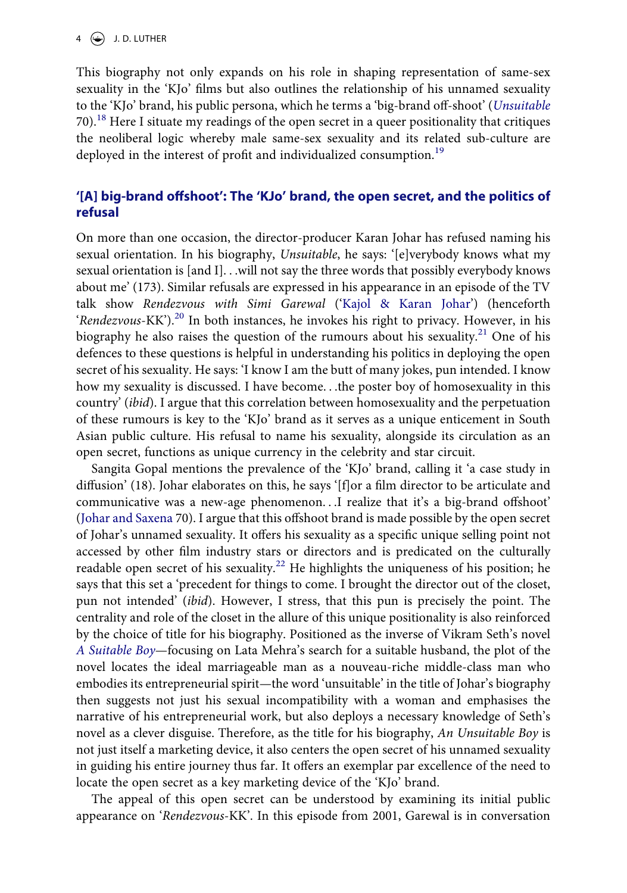This biography not only expands on his role in shaping representation of same-sex sexuality in the 'KJo' films but also outlines the relationship of his unnamed sexuality to the 'KJo' brand, his public persona, which he terms a 'big-brand off-shoot' (*Unsuitable* 70).[18] Here I situate my readings of the open secret in a queer positionality that critiques the neoliberal logic whereby male same-sex sexuality and its related sub-culture are deployed in the interest of profit and individualized consumption.[19]

## '[A] big-brand offshoot': The 'KJo' brand, the open secret, and the politics of refusal

On more than one occasion, the director-producer Karan Johar has refused naming his sexual orientation. In his biography, *Unsuitable*, he says: '[e]verybody knows what my sexual orientation is [and I]. . .will not say the three words that possibly everybody knows about me' (173). Similar refusals are expressed in his appearance in an episode of the TV talk show *Rendezvous with Simi Garewal* ('Kajol & Karan Johar') (henceforth '*Rendezvous*-KK').[20] In both instances, he invokes his right to privacy. However, in his biography he also raises the question of the rumours about his sexuality.[21] One of his defences to these questions is helpful in understanding his politics in deploying the open secret of his sexuality. He says: 'I know I am the butt of many jokes, pun intended. I know how my sexuality is discussed. I have become. . .the poster boy of homosexuality in this country' (*ibid*). I argue that this correlation between homosexuality and the perpetuation of these rumours is key to the 'KJo' brand as it serves as a unique enticement in South Asian public culture. His refusal to name his sexuality, alongside its circulation as an open secret, functions as unique currency in the celebrity and star circuit.

Sangita Gopal mentions the prevalence of the 'KJo' brand, calling it 'a case study in diffusion' (18). Johar elaborates on this, he says '[f]or a film director to be articulate and communicative was a new-age phenomenon. . .I realize that it's a big-brand offshoot' (Johar and Saxena 70). I argue that this offshoot brand is made possible by the open secret of Johar's unnamed sexuality. It offers his sexuality as a specific unique selling point not accessed by other film industry stars or directors and is predicated on the culturally readable open secret of his sexuality.[22] He highlights the uniqueness of his position; he says that this set a 'precedent for things to come. I brought the director out of the closet, pun not intended' (*ibid*). However, I stress, that this pun is precisely the point. The centrality and role of the closet in the allure of this unique positionality is also reinforced by the choice of title for his biography. Positioned as the inverse of Vikram Seth's novel *A Suitable Boy*—focusing on Lata Mehra's search for a suitable husband, the plot of the novel locates the ideal marriageable man as a nouveau-riche middle-class man who embodies its entrepreneurial spirit—the word 'unsuitable' in the title of Johar's biography then suggests not just his sexual incompatibility with a woman and emphasises the narrative of his entrepreneurial work, but also deploys a necessary knowledge of Seth's novel as a clever disguise. Therefore, as the title for his biography, *An Unsuitable Boy* is not just itself a marketing device, it also centers the open secret of his unnamed sexuality in guiding his entire journey thus far. It offers an exemplar par excellence of the need to locate the open secret as a key marketing device of the 'KJo' brand.

The appeal of this open secret can be understood by examining its initial public appearance on '*Rendezvous*-KK'. In this episode from 2001, Garewal is in conversation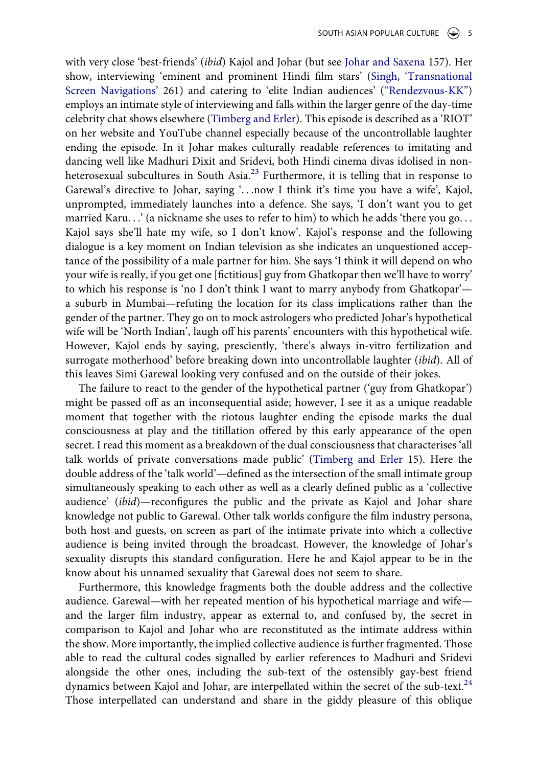with very close 'best-friends' (*ibid*) Kajol and Johar (but see Johar and Saxena 157). Her show, interviewing 'eminent and prominent Hindi film stars' (Singh, 'Transnational Screen Navigations' 261) and catering to 'elite Indian audiences' ("Rendezvous-KK") employs an intimate style of interviewing and falls within the larger genre of the day-time celebrity chat shows elsewhere (Timberg and Erler). This episode is described as a 'RIOT' on her website and YouTube channel especially because of the uncontrollable laughter ending the episode. In it Johar makes culturally readable references to imitating and dancing well like Madhuri Dixit and Sridevi, both Hindi cinema divas idolised in non-heterosexual subcultures in South Asia.[23] Furthermore, it is telling that in response to Garewal's directive to Johar, saying '. . .now I think it's time you have a wife', Kajol, unprompted, immediately launches into a defence. She says, 'I don't want you to get married Karu. . .' (a nickname she uses to refer to him) to which he adds 'there you go. . . Kajol says she'll hate my wife, so I don't know'. Kajol's response and the following dialogue is a key moment on Indian television as she indicates an unquestioned acceptance of the possibility of a male partner for him. She says 'I think it will depend on who your wife is really, if you get one [fictitious] guy from Ghatkopar then we'll have to worry' to which his response is 'no I don't think I want to marry anybody from Ghatkopar'—a suburb in Mumbai—refuting the location for its class implications rather than the gender of the partner. They go on to mock astrologers who predicted Johar's hypothetical wife will be 'North Indian', laugh off his parents' encounters with this hypothetical wife. However, Kajol ends by saying, presciently, 'there's always in-vitro fertilization and surrogate motherhood' before breaking down into uncontrollable laughter (*ibid*). All of this leaves Simi Garewal looking very confused and on the outside of their jokes.

The failure to react to the gender of the hypothetical partner ('guy from Ghatkopar') might be passed off as an inconsequential aside; however, I see it as a unique readable moment that together with the riotous laughter ending the episode marks the dual consciousness at play and the titillation offered by this early appearance of the open secret. I read this moment as a breakdown of the dual consciousness that characterises 'all talk worlds of private conversations made public' (Timberg and Erler 15). Here the double address of the 'talk world'—defined as the intersection of the small intimate group simultaneously speaking to each other as well as a clearly defined public as a 'collective audience' (*ibid*)—reconfigures the public and the private as Kajol and Johar share knowledge not public to Garewal. Other talk worlds configure the film industry persona, both host and guests, on screen as part of the intimate private into which a collective audience is being invited through the broadcast. However, the knowledge of Johar's sexuality disrupts this standard configuration. Here he and Kajol appear to be in the know about his unnamed sexuality that Garewal does not seem to share.

Furthermore, this knowledge fragments both the double address and the collective audience. Garewal—with her repeated mention of his hypothetical marriage and wife—and the larger film industry, appear as external to, and confused by, the secret in comparison to Kajol and Johar who are reconstituted as the intimate address within the show. More importantly, the implied collective audience is further fragmented. Those able to read the cultural codes signalled by earlier references to Madhuri and Sridevi alongside the other ones, including the sub-text of the ostensibly gay-best friend dynamics between Kajol and Johar, are interpellated within the secret of the sub-text.[24] Those interpellated can understand and share in the giddy pleasure of this oblique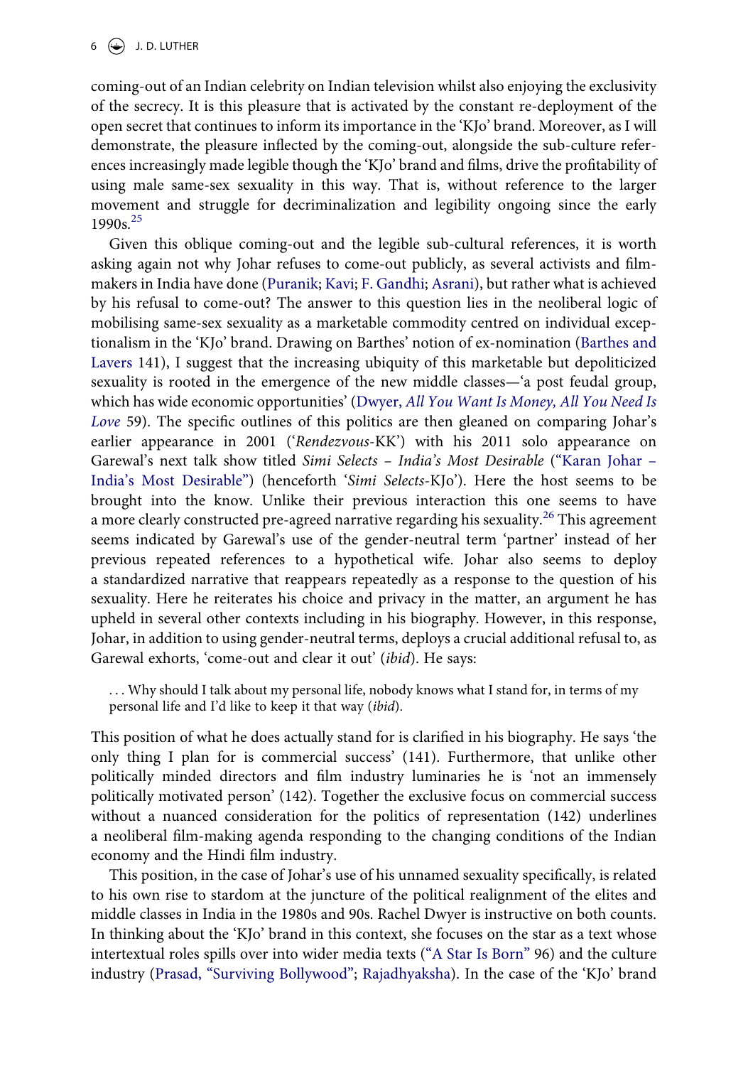coming-out of an Indian celebrity on Indian television whilst also enjoying the exclusivity of the secrecy. It is this pleasure that is activated by the constant re-deployment of the open secret that continues to inform its importance in the 'KJo' brand. Moreover, as I will demonstrate, the pleasure inflected by the coming-out, alongside the sub-culture references increasingly made legible though the 'KJo' brand and films, drive the profitability of using male same-sex sexuality in this way. That is, without reference to the larger movement and struggle for decriminalization and legibility ongoing since the early 1990s.[25]

Given this oblique coming-out and the legible sub-cultural references, it is worth asking again not why Johar refuses to come-out publicly, as several activists and film-makers in India have done (Puranik; Kavi; F. Gandhi; Asrani), but rather what is achieved by his refusal to come-out? The answer to this question lies in the neoliberal logic of mobilising same-sex sexuality as a marketable commodity centred on individual exceptionalism in the 'KJo' brand. Drawing on Barthes' notion of ex-nomination (Barthes and Lavers 141), I suggest that the increasing ubiquity of this marketable but depoliticized sexuality is rooted in the emergence of the new middle classes—'a post feudal group, which has wide economic opportunities' (Dwyer, *All You Want Is Money, All You Need Is Love* 59). The specific outlines of this politics are then gleaned on comparing Johar's earlier appearance in 2001 ('*Rendezvous*-KK') with his 2011 solo appearance on Garewal's next talk show titled *Simi Selects – India's Most Desirable* ("Karan Johar – India's Most Desirable") (henceforth '*Simi Selects*-KJo'). Here the host seems to be brought into the know. Unlike their previous interaction this one seems to have a more clearly constructed pre-agreed narrative regarding his sexuality.[26] This agreement seems indicated by Garewal's use of the gender-neutral term 'partner' instead of her previous repeated references to a hypothetical wife. Johar also seems to deploy a standardized narrative that reappears repeatedly as a response to the question of his sexuality. Here he reiterates his choice and privacy in the matter, an argument he has upheld in several other contexts including in his biography. However, in this response, Johar, in addition to using gender-neutral terms, deploys a crucial additional refusal to, as Garewal exhorts, 'come-out and clear it out' (*ibid*). He says:

> . . . Why should I talk about my personal life, nobody knows what I stand for, in terms of my personal life and I'd like to keep it that way (*ibid*).

This position of what he does actually stand for is clarified in his biography. He says 'the only thing I plan for is commercial success' (141). Furthermore, that unlike other politically minded directors and film industry luminaries he is 'not an immensely politically motivated person' (142). Together the exclusive focus on commercial success without a nuanced consideration for the politics of representation (142) underlines a neoliberal film-making agenda responding to the changing conditions of the Indian economy and the Hindi film industry.

This position, in the case of Johar's use of his unnamed sexuality specifically, is related to his own rise to stardom at the juncture of the political realignment of the elites and middle classes in India in the 1980s and 90s. Rachel Dwyer is instructive on both counts. In thinking about the 'KJo' brand in this context, she focuses on the star as a text whose intertextual roles spills over into wider media texts ("A Star Is Born" 96) and the culture industry (Prasad, "Surviving Bollywood"; Rajadhyaksha). In the case of the 'KJo' brand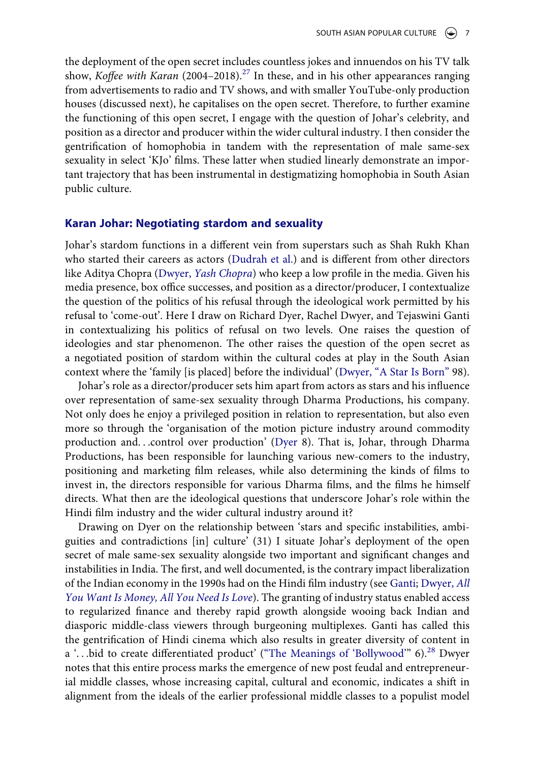the deployment of the open secret includes countless jokes and innuendos on his TV talk show, *Koffee with Karan* (2004–2018).[27] In these, and in his other appearances ranging from advertisements to radio and TV shows, and with smaller YouTube-only production houses (discussed next), he capitalises on the open secret. Therefore, to further examine the functioning of this open secret, I engage with the question of Johar's celebrity, and position as a director and producer within the wider cultural industry. I then consider the gentrification of homophobia in tandem with the representation of male same-sex sexuality in select 'KJo' films. These latter when studied linearly demonstrate an important trajectory that has been instrumental in destigmatizing homophobia in South Asian public culture.

## Karan Johar: Negotiating stardom and sexuality

Johar's stardom functions in a different vein from superstars such as Shah Rukh Khan who started their careers as actors (Dudrah et al.) and is different from other directors like Aditya Chopra (Dwyer, *Yash Chopra*) who keep a low profile in the media. Given his media presence, box office successes, and position as a director/producer, I contextualize the question of the politics of his refusal through the ideological work permitted by his refusal to 'come-out'. Here I draw on Richard Dyer, Rachel Dwyer, and Tejaswini Ganti in contextualizing his politics of refusal on two levels. One raises the question of ideologies and star phenomenon. The other raises the question of the open secret as a negotiated position of stardom within the cultural codes at play in the South Asian context where the 'family [is placed] before the individual' (Dwyer, "A Star Is Born" 98).

Johar's role as a director/producer sets him apart from actors as stars and his influence over representation of same-sex sexuality through Dharma Productions, his company. Not only does he enjoy a privileged position in relation to representation, but also even more so through the 'organisation of the motion picture industry around commodity production and. . .control over production' (Dyer 8). That is, Johar, through Dharma Productions, has been responsible for launching various new-comers to the industry, positioning and marketing film releases, while also determining the kinds of films to invest in, the directors responsible for various Dharma films, and the films he himself directs. What then are the ideological questions that underscore Johar's role within the Hindi film industry and the wider cultural industry around it?

Drawing on Dyer on the relationship between 'stars and specific instabilities, ambiguities and contradictions [in] culture' (31) I situate Johar's deployment of the open secret of male same-sex sexuality alongside two important and significant changes and instabilities in India. The first, and well documented, is the contrary impact liberalization of the Indian economy in the 1990s had on the Hindi film industry (see Ganti; Dwyer, *All You Want Is Money, All You Need Is Love*). The granting of industry status enabled access to regularized finance and thereby rapid growth alongside wooing back Indian and diasporic middle-class viewers through burgeoning multiplexes. Ganti has called this the gentrification of Hindi cinema which also results in greater diversity of content in a '. . .bid to create differentiated product' ("The Meanings of 'Bollywood'" 6).[28] Dwyer notes that this entire process marks the emergence of new post feudal and entrepreneurial middle classes, whose increasing capital, cultural and economic, indicates a shift in alignment from the ideals of the earlier professional middle classes to a populist model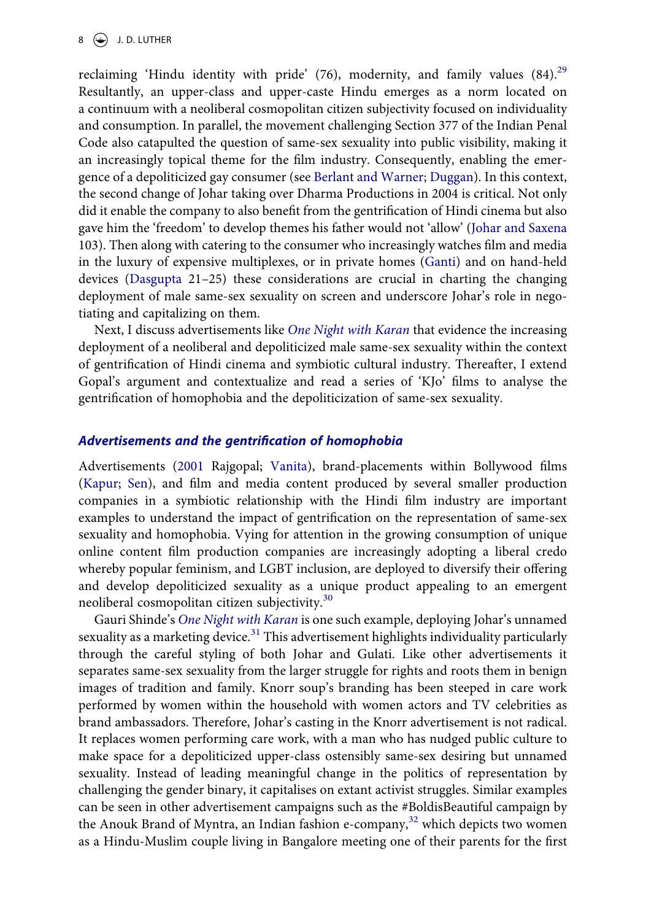reclaiming 'Hindu identity with pride' (76), modernity, and family values (84).[29] Resultantly, an upper-class and upper-caste Hindu emerges as a norm located on a continuum with a neoliberal cosmopolitan citizen subjectivity focused on individuality and consumption. In parallel, the movement challenging Section 377 of the Indian Penal Code also catapulted the question of same-sex sexuality into public visibility, making it an increasingly topical theme for the film industry. Consequently, enabling the emergence of a depoliticized gay consumer (see Berlant and Warner; Duggan). In this context, the second change of Johar taking over Dharma Productions in 2004 is critical. Not only did it enable the company to also benefit from the gentrification of Hindi cinema but also gave him the 'freedom' to develop themes his father would not 'allow' (Johar and Saxena 103). Then along with catering to the consumer who increasingly watches film and media in the luxury of expensive multiplexes, or in private homes (Ganti) and on hand-held devices (Dasgupta 21–25) these considerations are crucial in charting the changing deployment of male same-sex sexuality on screen and underscore Johar's role in negotiating and capitalizing on them.

Next, I discuss advertisements like *One Night with Karan* that evidence the increasing deployment of a neoliberal and depoliticized male same-sex sexuality within the context of gentrification of Hindi cinema and symbiotic cultural industry. Thereafter, I extend Gopal's argument and contextualize and read a series of 'KJo' films to analyse the gentrification of homophobia and the depoliticization of same-sex sexuality.

## *Advertisements and the gentrification of homophobia*

Advertisements (2001 Rajgopal; Vanita), brand-placements within Bollywood films (Kapur; Sen), and film and media content produced by several smaller production companies in a symbiotic relationship with the Hindi film industry are important examples to understand the impact of gentrification on the representation of same-sex sexuality and homophobia. Vying for attention in the growing consumption of unique online content film production companies are increasingly adopting a liberal credo whereby popular feminism, and LGBT inclusion, are deployed to diversify their offering and develop depoliticized sexuality as a unique product appealing to an emergent neoliberal cosmopolitan citizen subjectivity.[30]

Gauri Shinde's *One Night with Karan* is one such example, deploying Johar's unnamed sexuality as a marketing device.[31] This advertisement highlights individuality particularly through the careful styling of both Johar and Gulati. Like other advertisements it separates same-sex sexuality from the larger struggle for rights and roots them in benign images of tradition and family. Knorr soup's branding has been steeped in care work performed by women within the household with women actors and TV celebrities as brand ambassadors. Therefore, Johar's casting in the Knorr advertisement is not radical. It replaces women performing care work, with a man who has nudged public culture to make space for a depoliticized upper-class ostensibly same-sex desiring but unnamed sexuality. Instead of leading meaningful change in the politics of representation by challenging the gender binary, it capitalises on extant activist struggles. Similar examples can be seen in other advertisement campaigns such as the #BoldisBeautiful campaign by the Anouk Brand of Myntra, an Indian fashion e-company,[32] which depicts two women as a Hindu-Muslim couple living in Bangalore meeting one of their parents for the first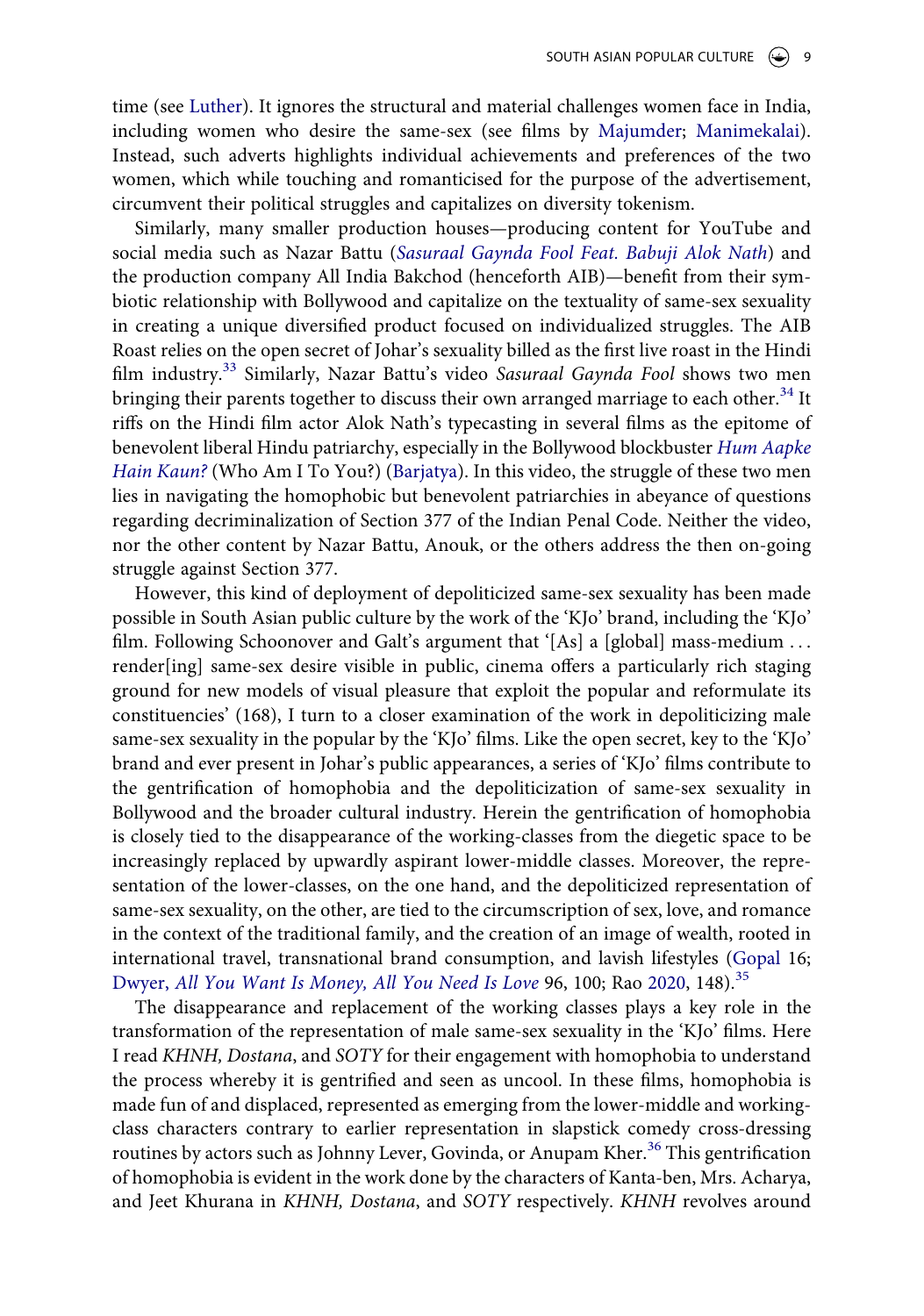time (see Luther). It ignores the structural and material challenges women face in India, including women who desire the same-sex (see films by Majumder; Manimekalai). Instead, such adverts highlights individual achievements and preferences of the two women, which while touching and romanticised for the purpose of the advertisement, circumvent their political struggles and capitalizes on diversity tokenism.

Similarly, many smaller production houses—producing content for YouTube and social media such as Nazar Battu (*Sasuraal Gaynda Fool Feat. Babuji Alok Nath*) and the production company All India Bakchod (henceforth AIB)—benefit from their symbiotic relationship with Bollywood and capitalize on the textuality of same-sex sexuality in creating a unique diversified product focused on individualized struggles. The AIB Roast relies on the open secret of Johar's sexuality billed as the first live roast in the Hindi film industry.[33] Similarly, Nazar Battu's video *Sasuraal Gaynda Fool* shows two men bringing their parents together to discuss their own arranged marriage to each other.[34] It riffs on the Hindi film actor Alok Nath's typecasting in several films as the epitome of benevolent liberal Hindu patriarchy, especially in the Bollywood blockbuster *Hum Aapke Hain Kaun?* (Who Am I To You?) (Barjatya). In this video, the struggle of these two men lies in navigating the homophobic but benevolent patriarchies in abeyance of questions regarding decriminalization of Section 377 of the Indian Penal Code. Neither the video, nor the other content by Nazar Battu, Anouk, or the others address the then on-going struggle against Section 377.

However, this kind of deployment of depoliticized same-sex sexuality has been made possible in South Asian public culture by the work of the 'KJo' brand, including the 'KJo' film. Following Schoonover and Galt's argument that '[As] a [global] mass-medium . . . render[ing] same-sex desire visible in public, cinema offers a particularly rich staging ground for new models of visual pleasure that exploit the popular and reformulate its constituencies' (168), I turn to a closer examination of the work in depoliticizing male same-sex sexuality in the popular by the 'KJo' films. Like the open secret, key to the 'KJo' brand and ever present in Johar's public appearances, a series of 'KJo' films contribute to the gentrification of homophobia and the depoliticization of same-sex sexuality in Bollywood and the broader cultural industry. Herein the gentrification of homophobia is closely tied to the disappearance of the working-classes from the diegetic space to be increasingly replaced by upwardly aspirant lower-middle classes. Moreover, the representation of the lower-classes, on the one hand, and the depoliticized representation of same-sex sexuality, on the other, are tied to the circumscription of sex, love, and romance in the context of the traditional family, and the creation of an image of wealth, rooted in international travel, transnational brand consumption, and lavish lifestyles (Gopal 16; Dwyer, *All You Want Is Money, All You Need Is Love* 96, 100; Rao 2020, 148).[35]

The disappearance and replacement of the working classes plays a key role in the transformation of the representation of male same-sex sexuality in the 'KJo' films. Here I read *KHNH, Dostana*, and *SOTY* for their engagement with homophobia to understand the process whereby it is gentrified and seen as uncool. In these films, homophobia is made fun of and displaced, represented as emerging from the lower-middle and working-class characters contrary to earlier representation in slapstick comedy cross-dressing routines by actors such as Johnny Lever, Govinda, or Anupam Kher.[36] This gentrification of homophobia is evident in the work done by the characters of Kanta-ben, Mrs. Acharya, and Jeet Khurana in *KHNH, Dostana*, and *SOTY* respectively. *KHNH* revolves around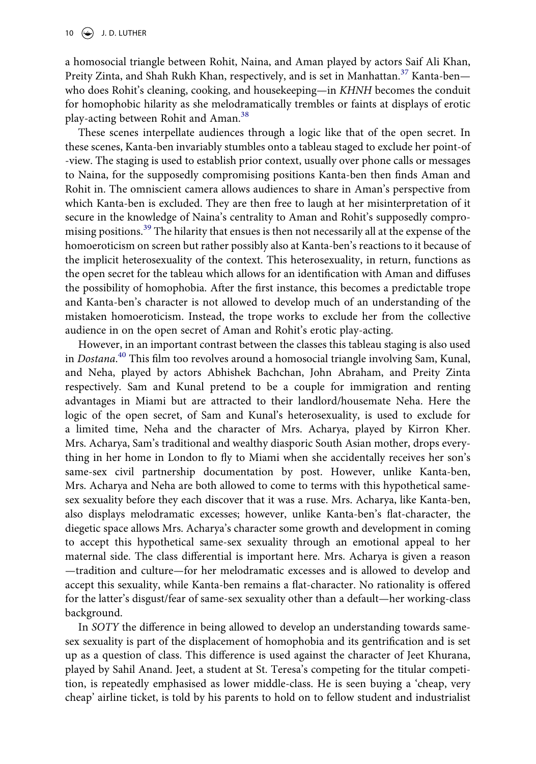a homosocial triangle between Rohit, Naina, and Aman played by actors Saif Ali Khan, Preity Zinta, and Shah Rukh Khan, respectively, and is set in Manhattan.[37] Kanta-ben—who does Rohit's cleaning, cooking, and housekeeping—in *KHNH* becomes the conduit for homophobic hilarity as she melodramatically trembles or faints at displays of erotic play-acting between Rohit and Aman.[38]

These scenes interpellate audiences through a logic like that of the open secret. In these scenes, Kanta-ben invariably stumbles onto a tableau staged to exclude her point-of-view. The staging is used to establish prior context, usually over phone calls or messages to Naina, for the supposedly compromising positions Kanta-ben then finds Aman and Rohit in. The omniscient camera allows audiences to share in Aman's perspective from which Kanta-ben is excluded. They are then free to laugh at her misinterpretation of it secure in the knowledge of Naina's centrality to Aman and Rohit's supposedly compromising positions.[39] The hilarity that ensues is then not necessarily all at the expense of the homoeroticism on screen but rather possibly also at Kanta-ben's reactions to it because of the implicit heterosexuality of the context. This heterosexuality, in return, functions as the open secret for the tableau which allows for an identification with Aman and diffuses the possibility of homophobia. After the first instance, this becomes a predictable trope and Kanta-ben's character is not allowed to develop much of an understanding of the mistaken homoeroticism. Instead, the trope works to exclude her from the collective audience in on the open secret of Aman and Rohit's erotic play-acting.

However, in an important contrast between the classes this tableau staging is also used in *Dostana*.[40] This film too revolves around a homosocial triangle involving Sam, Kunal, and Neha, played by actors Abhishek Bachchan, John Abraham, and Preity Zinta respectively. Sam and Kunal pretend to be a couple for immigration and renting advantages in Miami but are attracted to their landlord/housemate Neha. Here the logic of the open secret, of Sam and Kunal's heterosexuality, is used to exclude for a limited time, Neha and the character of Mrs. Acharya, played by Kirron Kher. Mrs. Acharya, Sam's traditional and wealthy diasporic South Asian mother, drops everything in her home in London to fly to Miami when she accidentally receives her son's same-sex civil partnership documentation by post. However, unlike Kanta-ben, Mrs. Acharya and Neha are both allowed to come to terms with this hypothetical same-sex sexuality before they each discover that it was a ruse. Mrs. Acharya, like Kanta-ben, also displays melodramatic excesses; however, unlike Kanta-ben's flat-character, the diegetic space allows Mrs. Acharya's character some growth and development in coming to accept this hypothetical same-sex sexuality through an emotional appeal to her maternal side. The class differential is important here. Mrs. Acharya is given a reason—tradition and culture—for her melodramatic excesses and is allowed to develop and accept this sexuality, while Kanta-ben remains a flat-character. No rationality is offered for the latter's disgust/fear of same-sex sexuality other than a default—her working-class background.

In *SOTY* the difference in being allowed to develop an understanding towards same-sex sexuality is part of the displacement of homophobia and its gentrification and is set up as a question of class. This difference is used against the character of Jeet Khurana, played by Sahil Anand. Jeet, a student at St. Teresa's competing for the titular competition, is repeatedly emphasised as lower middle-class. He is seen buying a 'cheap, very cheap' airline ticket, is told by his parents to hold on to fellow student and industrialist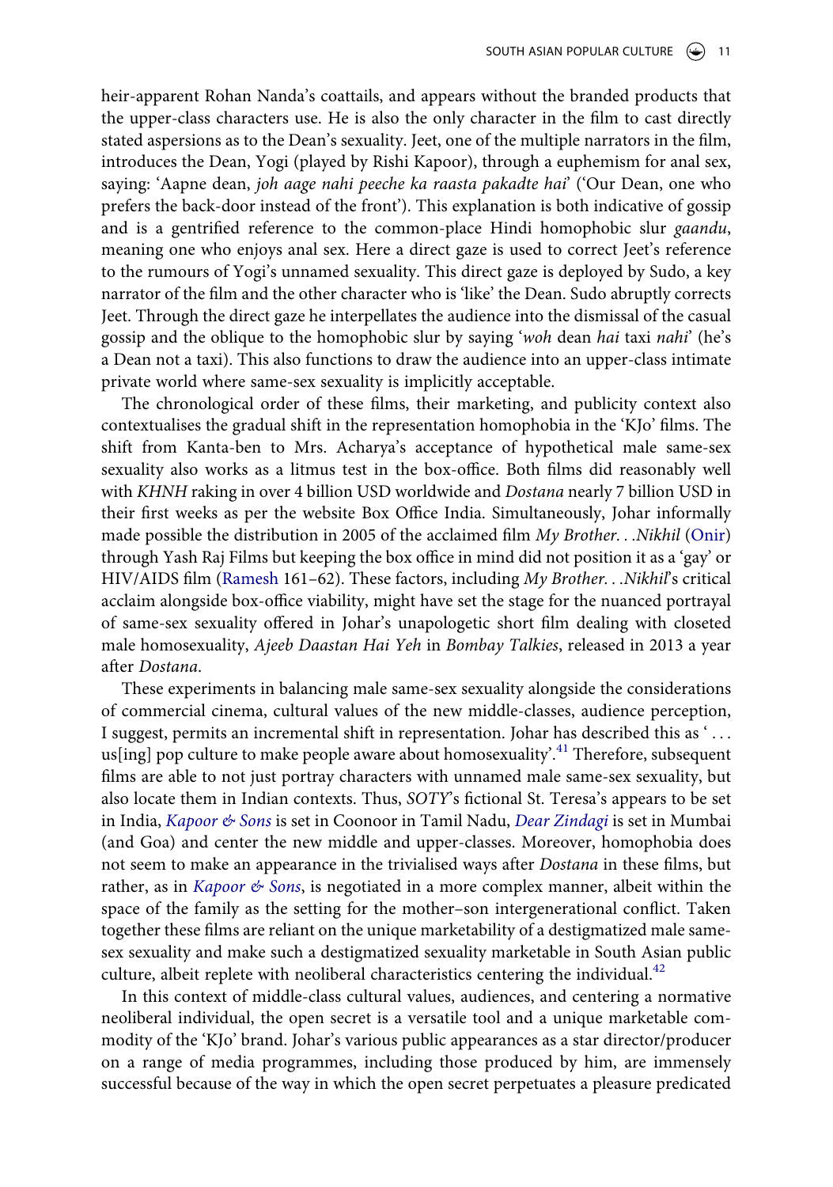heir-apparent Rohan Nanda's coattails, and appears without the branded products that the upper-class characters use. He is also the only character in the film to cast directly stated aspersions as to the Dean's sexuality. Jeet, one of the multiple narrators in the film, introduces the Dean, Yogi (played by Rishi Kapoor), through a euphemism for anal sex, saying: 'Aapne dean, *joh aage nahi peeche ka raasta pakadte hai*' ('Our Dean, one who prefers the back-door instead of the front'). This explanation is both indicative of gossip and is a gentrified reference to the common-place Hindi homophobic slur *gaandu*, meaning one who enjoys anal sex. Here a direct gaze is used to correct Jeet's reference to the rumours of Yogi's unnamed sexuality. This direct gaze is deployed by Sudo, a key narrator of the film and the other character who is 'like' the Dean. Sudo abruptly corrects Jeet. Through the direct gaze he interpellates the audience into the dismissal of the casual gossip and the oblique to the homophobic slur by saying '*woh* dean *hai* taxi *nahi*' (he's a Dean not a taxi). This also functions to draw the audience into an upper-class intimate private world where same-sex sexuality is implicitly acceptable.

The chronological order of these films, their marketing, and publicity context also contextualises the gradual shift in the representation homophobia in the 'KJo' films. The shift from Kanta-ben to Mrs. Acharya's acceptance of hypothetical male same-sex sexuality also works as a litmus test in the box-office. Both films did reasonably well with *KHNH* raking in over 4 billion USD worldwide and *Dostana* nearly 7 billion USD in their first weeks as per the website Box Office India. Simultaneously, Johar informally made possible the distribution in 2005 of the acclaimed film *My Brother. . .Nikhil* (Onir) through Yash Raj Films but keeping the box office in mind did not position it as a 'gay' or HIV/AIDS film (Ramesh 161–62). These factors, including *My Brother. . .Nikhil*'s critical acclaim alongside box-office viability, might have set the stage for the nuanced portrayal of same-sex sexuality offered in Johar's unapologetic short film dealing with closeted male homosexuality, *Ajeeb Daastan Hai Yeh* in *Bombay Talkies*, released in 2013 a year after *Dostana*.

These experiments in balancing male same-sex sexuality alongside the considerations of commercial cinema, cultural values of the new middle-classes, audience perception, I suggest, permits an incremental shift in representation. Johar has described this as ' . . . us[ing] pop culture to make people aware about homosexuality'.[41] Therefore, subsequent films are able to not just portray characters with unnamed male same-sex sexuality, but also locate them in Indian contexts. Thus, *SOTY*'s fictional St. Teresa's appears to be set in India, *Kapoor & Sons* is set in Coonoor in Tamil Nadu, *Dear Zindagi* is set in Mumbai (and Goa) and center the new middle and upper-classes. Moreover, homophobia does not seem to make an appearance in the trivialised ways after *Dostana* in these films, but rather, as in *Kapoor & Sons*, is negotiated in a more complex manner, albeit within the space of the family as the setting for the mother–son intergenerational conflict. Taken together these films are reliant on the unique marketability of a destigmatized male same-sex sexuality and make such a destigmatized sexuality marketable in South Asian public culture, albeit replete with neoliberal characteristics centering the individual.[42]

In this context of middle-class cultural values, audiences, and centering a normative neoliberal individual, the open secret is a versatile tool and a unique marketable commodity of the 'KJo' brand. Johar's various public appearances as a star director/producer on a range of media programmes, including those produced by him, are immensely successful because of the way in which the open secret perpetuates a pleasure predicated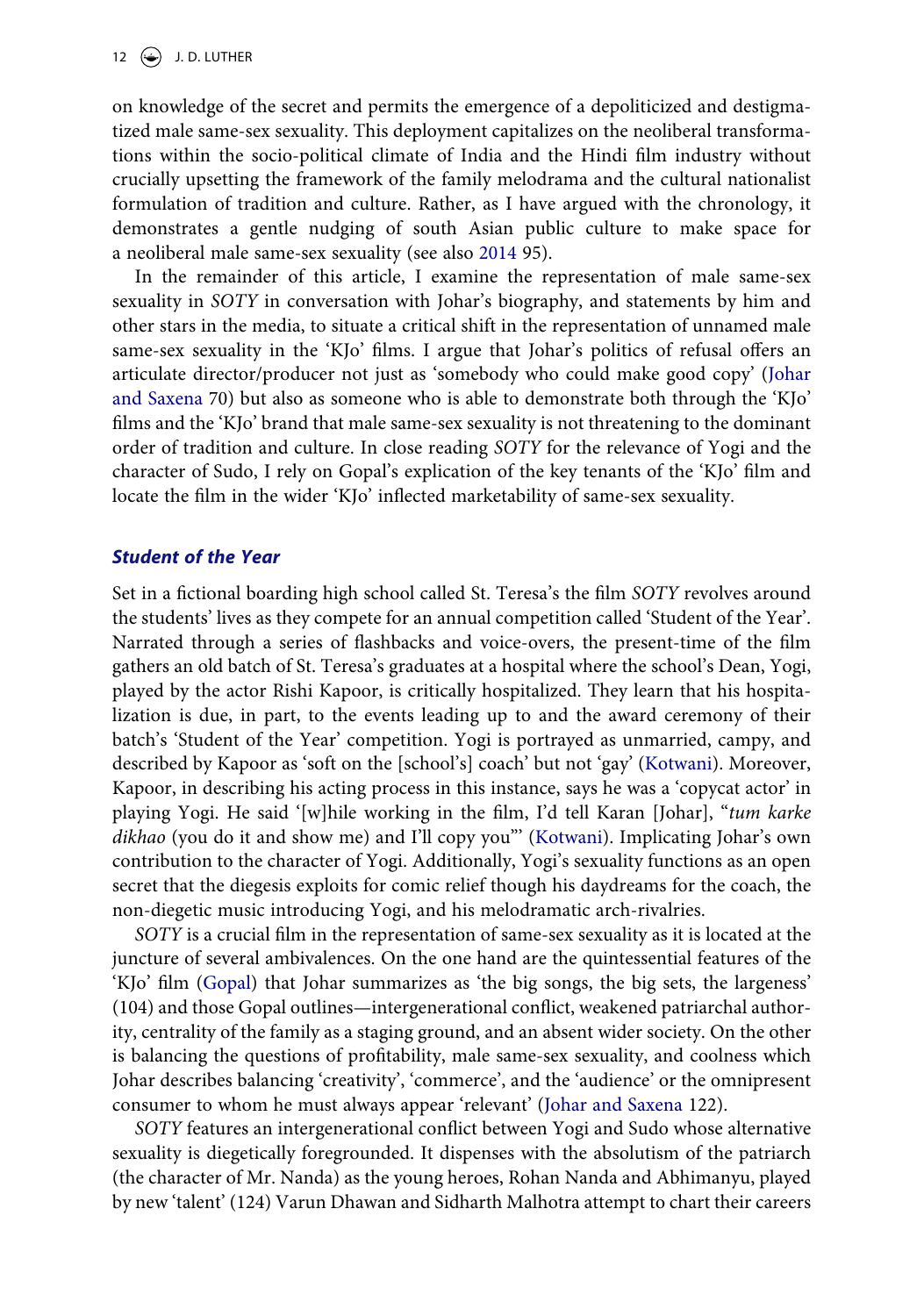on knowledge of the secret and permits the emergence of a depoliticized and destigmatized male same-sex sexuality. This deployment capitalizes on the neoliberal transformations within the socio-political climate of India and the Hindi film industry without crucially upsetting the framework of the family melodrama and the cultural nationalist formulation of tradition and culture. Rather, as I have argued with the chronology, it demonstrates a gentle nudging of south Asian public culture to make space for a neoliberal male same-sex sexuality (see also 2014 95).

In the remainder of this article, I examine the representation of male same-sex sexuality in *SOTY* in conversation with Johar's biography, and statements by him and other stars in the media, to situate a critical shift in the representation of unnamed male same-sex sexuality in the 'KJo' films. I argue that Johar's politics of refusal offers an articulate director/producer not just as 'somebody who could make good copy' (Johar and Saxena 70) but also as someone who is able to demonstrate both through the 'KJo' films and the 'KJo' brand that male same-sex sexuality is not threatening to the dominant order of tradition and culture. In close reading *SOTY* for the relevance of Yogi and the character of Sudo, I rely on Gopal's explication of the key tenants of the 'KJo' film and locate the film in the wider 'KJo' inflected marketability of same-sex sexuality.

## *Student of the Year*

Set in a fictional boarding high school called St. Teresa's the film *SOTY* revolves around the students' lives as they compete for an annual competition called 'Student of the Year'. Narrated through a series of flashbacks and voice-overs, the present-time of the film gathers an old batch of St. Teresa's graduates at a hospital where the school's Dean, Yogi, played by the actor Rishi Kapoor, is critically hospitalized. They learn that his hospitalization is due, in part, to the events leading up to and the award ceremony of their batch's 'Student of the Year' competition. Yogi is portrayed as unmarried, campy, and described by Kapoor as 'soft on the [school's] coach' but not 'gay' (Kotwani). Moreover, Kapoor, in describing his acting process in this instance, says he was a 'copycat actor' in playing Yogi. He said '[w]hile working in the film, I'd tell Karan [Johar], "*tum karke dikhao* (you do it and show me) and I'll copy you"' (Kotwani). Implicating Johar's own contribution to the character of Yogi. Additionally, Yogi's sexuality functions as an open secret that the diegesis exploits for comic relief though his daydreams for the coach, the non-diegetic music introducing Yogi, and his melodramatic arch-rivalries.

*SOTY* is a crucial film in the representation of same-sex sexuality as it is located at the juncture of several ambivalences. On the one hand are the quintessential features of the 'KJo' film (Gopal) that Johar summarizes as 'the big songs, the big sets, the largeness' (104) and those Gopal outlines—intergenerational conflict, weakened patriarchal authority, centrality of the family as a staging ground, and an absent wider society. On the other is balancing the questions of profitability, male same-sex sexuality, and coolness which Johar describes balancing 'creativity', 'commerce', and the 'audience' or the omnipresent consumer to whom he must always appear 'relevant' (Johar and Saxena 122).

*SOTY* features an intergenerational conflict between Yogi and Sudo whose alternative sexuality is diegetically foregrounded. It dispenses with the absolutism of the patriarch (the character of Mr. Nanda) as the young heroes, Rohan Nanda and Abhimanyu, played by new 'talent' (124) Varun Dhawan and Sidharth Malhotra attempt to chart their careers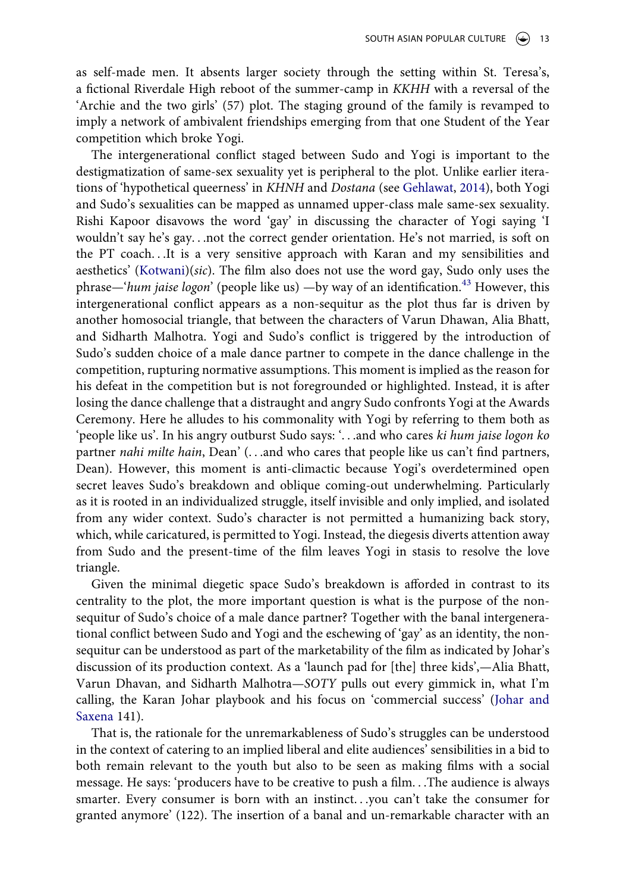as self-made men. It absents larger society through the setting within St. Teresa's, a fictional Riverdale High reboot of the summer-camp in *KKHH* with a reversal of the 'Archie and the two girls' (57) plot. The staging ground of the family is revamped to imply a network of ambivalent friendships emerging from that one Student of the Year competition which broke Yogi.

The intergenerational conflict staged between Sudo and Yogi is important to the destigmatization of same-sex sexuality yet is peripheral to the plot. Unlike earlier iterations of 'hypothetical queerness' in *KHNH* and *Dostana* (see Gehlawat, 2014), both Yogi and Sudo's sexualities can be mapped as unnamed upper-class male same-sex sexuality. Rishi Kapoor disavows the word 'gay' in discussing the character of Yogi saying 'I wouldn't say he's gay. . .not the correct gender orientation. He's not married, is soft on the PT coach. . .It is a very sensitive approach with Karan and my sensibilities and aesthetics' (Kotwani)(*sic*). The film also does not use the word gay, Sudo only uses the phrase—'*hum jaise logon*' (people like us) —by way of an identification.[43] However, this intergenerational conflict appears as a non-sequitur as the plot thus far is driven by another homosocial triangle, that between the characters of Varun Dhawan, Alia Bhatt, and Sidharth Malhotra. Yogi and Sudo's conflict is triggered by the introduction of Sudo's sudden choice of a male dance partner to compete in the dance challenge in the competition, rupturing normative assumptions. This moment is implied as the reason for his defeat in the competition but is not foregrounded or highlighted. Instead, it is after losing the dance challenge that a distraught and angry Sudo confronts Yogi at the Awards Ceremony. Here he alludes to his commonality with Yogi by referring to them both as 'people like us'. In his angry outburst Sudo says: '. . .and who cares *ki hum jaise logon ko* partner *nahi milte hain*, Dean' (. . .and who cares that people like us can't find partners, Dean). However, this moment is anti-climactic because Yogi's overdetermined open secret leaves Sudo's breakdown and oblique coming-out underwhelming. Particularly as it is rooted in an individualized struggle, itself invisible and only implied, and isolated from any wider context. Sudo's character is not permitted a humanizing back story, which, while caricatured, is permitted to Yogi. Instead, the diegesis diverts attention away from Sudo and the present-time of the film leaves Yogi in stasis to resolve the love triangle.

Given the minimal diegetic space Sudo's breakdown is afforded in contrast to its centrality to the plot, the more important question is what is the purpose of the non-sequitur of Sudo's choice of a male dance partner? Together with the banal intergenerational conflict between Sudo and Yogi and the eschewing of 'gay' as an identity, the non-sequitur can be understood as part of the marketability of the film as indicated by Johar's discussion of its production context. As a 'launch pad for [the] three kids',—Alia Bhatt, Varun Dhavan, and Sidharth Malhotra—*SOTY* pulls out every gimmick in, what I'm calling, the Karan Johar playbook and his focus on 'commercial success' (Johar and Saxena 141).

That is, the rationale for the unremarkableness of Sudo's struggles can be understood in the context of catering to an implied liberal and elite audiences' sensibilities in a bid to both remain relevant to the youth but also to be seen as making films with a social message. He says: 'producers have to be creative to push a film. . .The audience is always smarter. Every consumer is born with an instinct. . .you can't take the consumer for granted anymore' (122). The insertion of a banal and un-remarkable character with an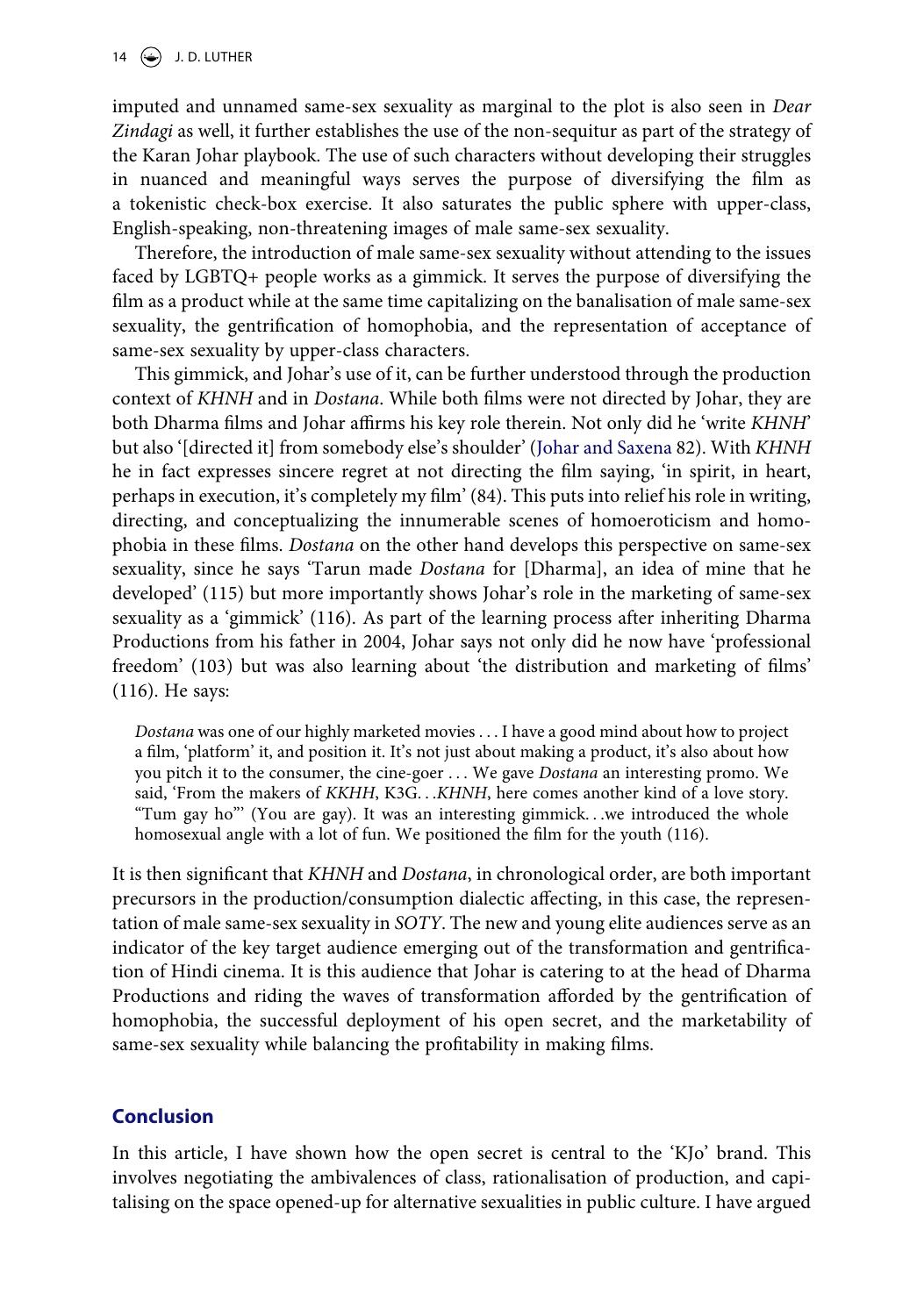imputed and unnamed same-sex sexuality as marginal to the plot is also seen in *Dear Zindagi* as well, it further establishes the use of the non-sequitur as part of the strategy of the Karan Johar playbook. The use of such characters without developing their struggles in nuanced and meaningful ways serves the purpose of diversifying the film as a tokenistic check-box exercise. It also saturates the public sphere with upper-class, English-speaking, non-threatening images of male same-sex sexuality.

Therefore, the introduction of male same-sex sexuality without attending to the issues faced by LGBTQ+ people works as a gimmick. It serves the purpose of diversifying the film as a product while at the same time capitalizing on the banalisation of male same-sex sexuality, the gentrification of homophobia, and the representation of acceptance of same-sex sexuality by upper-class characters.

This gimmick, and Johar's use of it, can be further understood through the production context of *KHNH* and in *Dostana*. While both films were not directed by Johar, they are both Dharma films and Johar affirms his key role therein. Not only did he 'write *KHNH*' but also '[directed it] from somebody else's shoulder' (Johar and Saxena 82). With *KHNH* he in fact expresses sincere regret at not directing the film saying, 'in spirit, in heart, perhaps in execution, it's completely my film' (84). This puts into relief his role in writing, directing, and conceptualizing the innumerable scenes of homoeroticism and homophobia in these films. *Dostana* on the other hand develops this perspective on same-sex sexuality, since he says 'Tarun made *Dostana* for [Dharma], an idea of mine that he developed' (115) but more importantly shows Johar's role in the marketing of same-sex sexuality as a 'gimmick' (116). As part of the learning process after inheriting Dharma Productions from his father in 2004, Johar says not only did he now have 'professional freedom' (103) but was also learning about 'the distribution and marketing of films' (116). He says:

> *Dostana* was one of our highly marketed movies . . . I have a good mind about how to project a film, 'platform' it, and position it. It's not just about making a product, it's also about how you pitch it to the consumer, the cine-goer . . . We gave *Dostana* an interesting promo. We said, 'From the makers of *KKHH*, K3G. . .*KHNH*, here comes another kind of a love story. "Tum gay ho"' (You are gay). It was an interesting gimmick. . .we introduced the whole homosexual angle with a lot of fun. We positioned the film for the youth (116).

It is then significant that *KHNH* and *Dostana*, in chronological order, are both important precursors in the production/consumption dialectic affecting, in this case, the representation of male same-sex sexuality in *SOTY*. The new and young elite audiences serve as an indicator of the key target audience emerging out of the transformation and gentrification of Hindi cinema. It is this audience that Johar is catering to at the head of Dharma Productions and riding the waves of transformation afforded by the gentrification of homophobia, the successful deployment of his open secret, and the marketability of same-sex sexuality while balancing the profitability in making films.

## Conclusion

In this article, I have shown how the open secret is central to the 'KJo' brand. This involves negotiating the ambivalences of class, rationalisation of production, and capitalising on the space opened-up for alternative sexualities in public culture. I have argued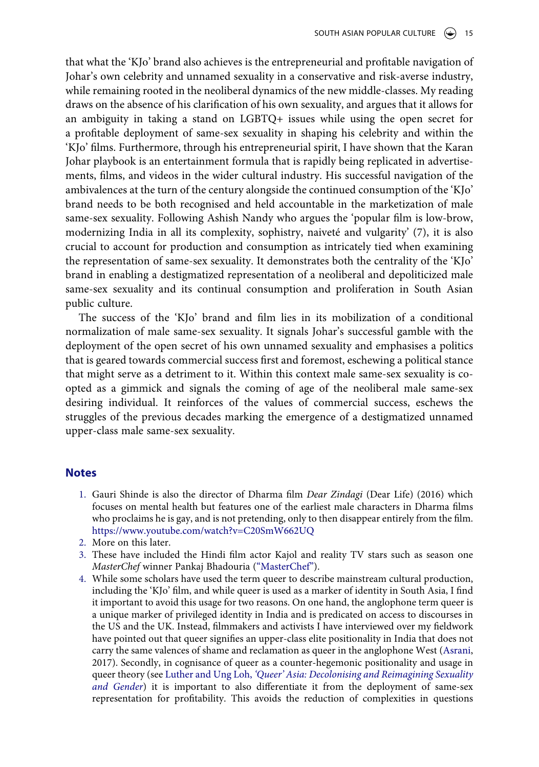that what the 'KJo' brand also achieves is the entrepreneurial and profitable navigation of Johar's own celebrity and unnamed sexuality in a conservative and risk-averse industry, while remaining rooted in the neoliberal dynamics of the new middle-classes. My reading draws on the absence of his clarification of his own sexuality, and argues that it allows for an ambiguity in taking a stand on LGBTQ+ issues while using the open secret for a profitable deployment of same-sex sexuality in shaping his celebrity and within the 'KJo' films. Furthermore, through his entrepreneurial spirit, I have shown that the Karan Johar playbook is an entertainment formula that is rapidly being replicated in advertisements, films, and videos in the wider cultural industry. His successful navigation of the ambivalences at the turn of the century alongside the continued consumption of the 'KJo' brand needs to be both recognised and held accountable in the marketization of male same-sex sexuality. Following Ashish Nandy who argues the 'popular film is low-brow, modernizing India in all its complexity, sophistry, naiveté and vulgarity' (7), it is also crucial to account for production and consumption as intricately tied when examining the representation of same-sex sexuality. It demonstrates both the centrality of the 'KJo' brand in enabling a destigmatized representation of a neoliberal and depoliticized male same-sex sexuality and its continual consumption and proliferation in South Asian public culture.

The success of the 'KJo' brand and film lies in its mobilization of a conditional normalization of male same-sex sexuality. It signals Johar's successful gamble with the deployment of the open secret of his own unnamed sexuality and emphasises a politics that is geared towards commercial success first and foremost, eschewing a political stance that might serve as a detriment to it. Within this context male same-sex sexuality is co-opted as a gimmick and signals the coming of age of the neoliberal male same-sex desiring individual. It reinforces of the values of commercial success, eschews the struggles of the previous decades marking the emergence of a destigmatized unnamed upper-class male same-sex sexuality.

## Notes

1. Gauri Shinde is also the director of Dharma film *Dear Zindagi* (Dear Life) (2016) which focuses on mental health but features one of the earliest male characters in Dharma films who proclaims he is gay, and is not pretending, only to then disappear entirely from the film. https://www.youtube.com/watch?v=C20SmW662UQ
2. More on this later.
3. These have included the Hindi film actor Kajol and reality TV stars such as season one *MasterChef* winner Pankaj Bhadouria ("MasterChef").
4. While some scholars have used the term queer to describe mainstream cultural production, including the 'KJo' film, and while queer is used as a marker of identity in South Asia, I find it important to avoid this usage for two reasons. On one hand, the anglophone term queer is a unique marker of privileged identity in India and is predicated on access to discourses in the US and the UK. Instead, filmmakers and activists I have interviewed over my fieldwork have pointed out that queer signifies an upper-class elite positionality in India that does not carry the same valences of shame and reclamation as queer in the anglophone West (Asrani, 2017). Secondly, in cognisance of queer as a counter-hegemonic positionality and usage in queer theory (see Luther and Ung Loh, *'Queer' Asia: Decolonising and Reimagining Sexuality and Gender*) it is important to also differentiate it from the deployment of same-sex representation for profitability. This avoids the reduction of complexities in questions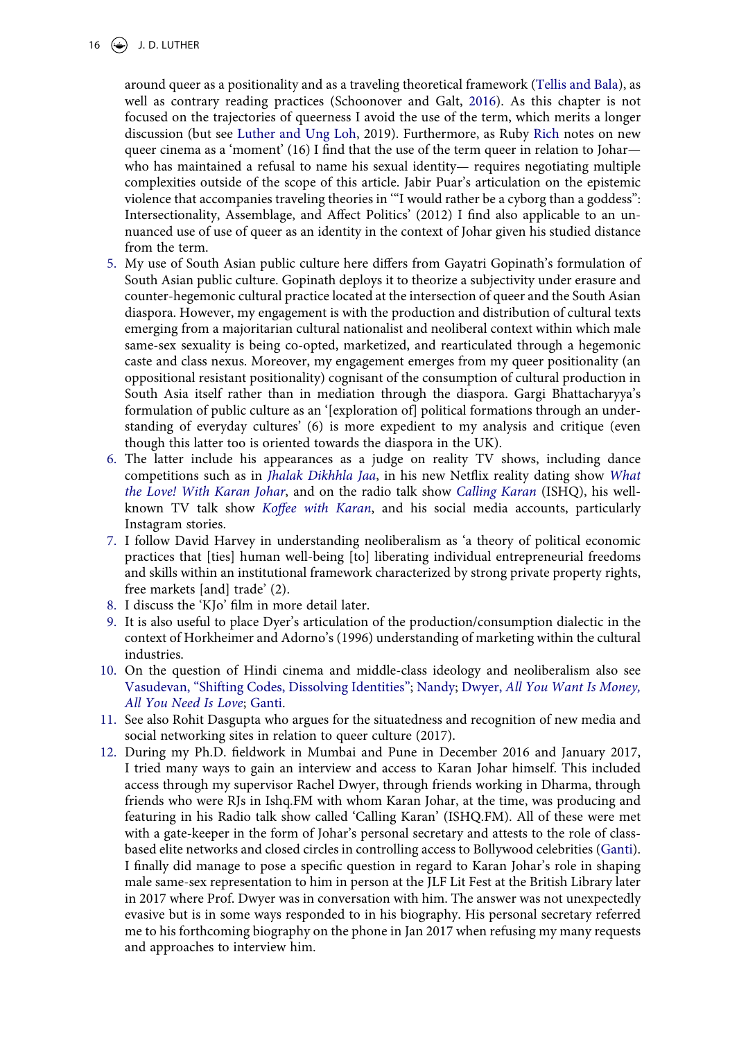around queer as a positionality and as a traveling theoretical framework (Tellis and Bala), as well as contrary reading practices (Schoonover and Galt, 2016). As this chapter is not focused on the trajectories of queerness I avoid the use of the term, which merits a longer discussion (but see Luther and Ung Loh, 2019). Furthermore, as Ruby Rich notes on new queer cinema as a 'moment' (16) I find that the use of the term queer in relation to Johar—who has maintained a refusal to name his sexual identity— requires negotiating multiple complexities outside of the scope of this article. Jabir Puar's articulation on the epistemic violence that accompanies traveling theories in '"I would rather be a cyborg than a goddess": Intersectionality, Assemblage, and Affect Politics' (2012) I find also applicable to an un-nuanced use of use of queer as an identity in the context of Johar given his studied distance from the term.

5. My use of South Asian public culture here differs from Gayatri Gopinath's formulation of South Asian public culture. Gopinath deploys it to theorize a subjectivity under erasure and counter-hegemonic cultural practice located at the intersection of queer and the South Asian diaspora. However, my engagement is with the production and distribution of cultural texts emerging from a majoritarian cultural nationalist and neoliberal context within which male same-sex sexuality is being co-opted, marketized, and rearticulated through a hegemonic caste and class nexus. Moreover, my engagement emerges from my queer positionality (an oppositional resistant positionality) cognisant of the consumption of cultural production in South Asia itself rather than in mediation through the diaspora. Gargi Bhattacharyya's formulation of public culture as an '[exploration of] political formations through an understanding of everyday cultures' (6) is more expedient to my analysis and critique (even though this latter too is oriented towards the diaspora in the UK).
6. The latter include his appearances as a judge on reality TV shows, including dance competitions such as in *Jhalak Dikhhla Jaa*, in his new Netflix reality dating show *What the Love! With Karan Johar*, and on the radio talk show *Calling Karan* (ISHQ), his well-known TV talk show *Koffee with Karan*, and his social media accounts, particularly Instagram stories.
7. I follow David Harvey in understanding neoliberalism as 'a theory of political economic practices that [ties] human well-being [to] liberating individual entrepreneurial freedoms and skills within an institutional framework characterized by strong private property rights, free markets [and] trade' (2).
8. I discuss the 'KJo' film in more detail later.
9. It is also useful to place Dyer's articulation of the production/consumption dialectic in the context of Horkheimer and Adorno's (1996) understanding of marketing within the cultural industries.
10. On the question of Hindi cinema and middle-class ideology and neoliberalism also see Vasudevan, "Shifting Codes, Dissolving Identities"; Nandy; Dwyer, *All You Want Is Money, All You Need Is Love*; Ganti.
11. See also Rohit Dasgupta who argues for the situatedness and recognition of new media and social networking sites in relation to queer culture (2017).
12. During my Ph.D. fieldwork in Mumbai and Pune in December 2016 and January 2017, I tried many ways to gain an interview and access to Karan Johar himself. This included access through my supervisor Rachel Dwyer, through friends working in Dharma, through friends who were RJs in Ishq.FM with whom Karan Johar, at the time, was producing and featuring in his Radio talk show called 'Calling Karan' (ISHQ.FM). All of these were met with a gate-keeper in the form of Johar's personal secretary and attests to the role of class-based elite networks and closed circles in controlling access to Bollywood celebrities (Ganti). I finally did manage to pose a specific question in regard to Karan Johar's role in shaping male same-sex representation to him in person at the JLF Lit Fest at the British Library later in 2017 where Prof. Dwyer was in conversation with him. The answer was not unexpectedly evasive but is in some ways responded to in his biography. His personal secretary referred me to his forthcoming biography on the phone in Jan 2017 when refusing my many requests and approaches to interview him.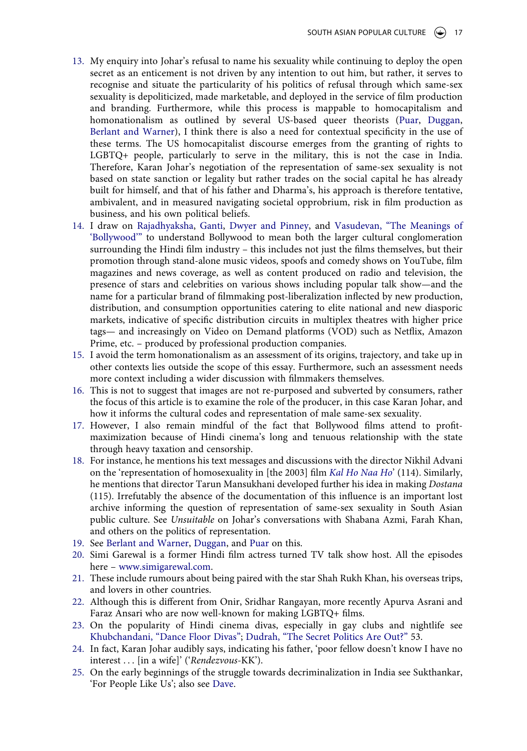13. My enquiry into Johar's refusal to name his sexuality while continuing to deploy the open secret as an enticement is not driven by any intention to out him, but rather, it serves to recognise and situate the particularity of his politics of refusal through which same-sex sexuality is depoliticized, made marketable, and deployed in the service of film production and branding. Furthermore, while this process is mappable to homocapitalism and homonationalism as outlined by several US-based queer theorists (Puar, Duggan, Berlant and Warner), I think there is also a need for contextual specificity in the use of these terms. The US homocapitalist discourse emerges from the granting of rights to LGBTQ+ people, particularly to serve in the military, this is not the case in India. Therefore, Karan Johar's negotiation of the representation of same-sex sexuality is not based on state sanction or legality but rather trades on the social capital he has already built for himself, and that of his father and Dharma's, his approach is therefore tentative, ambivalent, and in measured navigating societal opprobrium, risk in film production as business, and his own political beliefs.
14. I draw on Rajadhyaksha, Ganti, Dwyer and Pinney, and Vasudevan, "The Meanings of 'Bollywood'" to understand Bollywood to mean both the larger cultural conglomeration surrounding the Hindi film industry – this includes not just the films themselves, but their promotion through stand-alone music videos, spoofs and comedy shows on YouTube, film magazines and news coverage, as well as content produced on radio and television, the presence of stars and celebrities on various shows including popular talk show—and the name for a particular brand of filmmaking post-liberalization inflected by new production, distribution, and consumption opportunities catering to elite national and new diasporic markets, indicative of specific distribution circuits in multiplex theatres with higher price tags— and increasingly on Video on Demand platforms (VOD) such as Netflix, Amazon Prime, etc. – produced by professional production companies.
15. I avoid the term homonationalism as an assessment of its origins, trajectory, and take up in other contexts lies outside the scope of this essay. Furthermore, such an assessment needs more context including a wider discussion with filmmakers themselves.
16. This is not to suggest that images are not re-purposed and subverted by consumers, rather the focus of this article is to examine the role of the producer, in this case Karan Johar, and how it informs the cultural codes and representation of male same-sex sexuality.
17. However, I also remain mindful of the fact that Bollywood films attend to profit-maximization because of Hindi cinema's long and tenuous relationship with the state through heavy taxation and censorship.
18. For instance, he mentions his text messages and discussions with the director Nikhil Advani on the 'representation of homosexuality in [the 2003] film *Kal Ho Naa Ho*' (114). Similarly, he mentions that director Tarun Mansukhani developed further his idea in making *Dostana* (115). Irrefutably the absence of the documentation of this influence is an important lost archive informing the question of representation of same-sex sexuality in South Asian public culture. See *Unsuitable* on Johar's conversations with Shabana Azmi, Farah Khan, and others on the politics of representation.
19. See Berlant and Warner, Duggan, and Puar on this.
20. Simi Garewal is a former Hindi film actress turned TV talk show host. All the episodes here – www.simigarewal.com.
21. These include rumours about being paired with the star Shah Rukh Khan, his overseas trips, and lovers in other countries.
22. Although this is different from Onir, Sridhar Rangayan, more recently Apurva Asrani and Faraz Ansari who are now well-known for making LGBTQ+ films.
23. On the popularity of Hindi cinema divas, especially in gay clubs and nightlife see Khubchandani, "Dance Floor Divas"; Dudrah, "The Secret Politics Are Out?" 53.
24. In fact, Karan Johar audibly says, indicating his father, 'poor fellow doesn't know I have no interest . . . [in a wife]' ('*Rendezvous*-KK').
25. On the early beginnings of the struggle towards decriminalization in India see Sukthankar, 'For People Like Us'; also see Dave.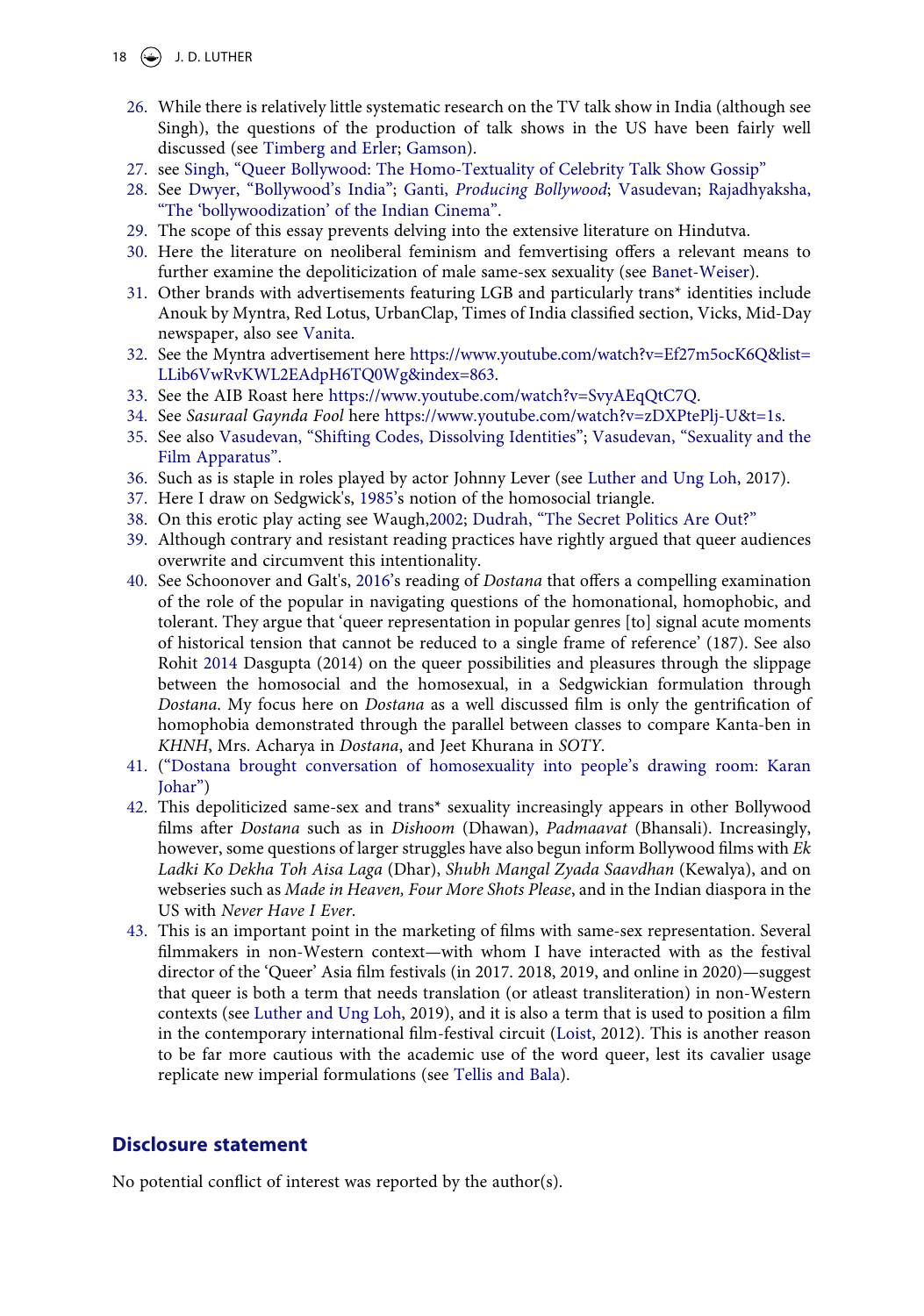26. While there is relatively little systematic research on the TV talk show in India (although see Singh), the questions of the production of talk shows in the US have been fairly well discussed (see Timberg and Erler; Gamson).
27. see Singh, "Queer Bollywood: The Homo-Textuality of Celebrity Talk Show Gossip"
28. See Dwyer, "Bollywood's India"; Ganti, *Producing Bollywood*; Vasudevan; Rajadhyaksha, "The 'bollywoodization' of the Indian Cinema".
29. The scope of this essay prevents delving into the extensive literature on Hindutva.
30. Here the literature on neoliberal feminism and femvertising offers a relevant means to further examine the depoliticization of male same-sex sexuality (see Banet-Weiser).
31. Other brands with advertisements featuring LGB and particularly trans* identities include Anouk by Myntra, Red Lotus, UrbanClap, Times of India classified section, Vicks, Mid-Day newspaper, also see Vanita.
32. See the Myntra advertisement here https://www.youtube.com/watch?v=Ef27m5ocK6Q&list=LLib6VwRvKWL2EAdpH6TQ0Wg&index=863.
33. See the AIB Roast here https://www.youtube.com/watch?v=SvyAEqQtC7Q.
34. See *Sasuraal Gaynda Fool* here https://www.youtube.com/watch?v=zDXPtePlj-U&t=1s.
35. See also Vasudevan, "Shifting Codes, Dissolving Identities"; Vasudevan, "Sexuality and the Film Apparatus".
36. Such as is staple in roles played by actor Johnny Lever (see Luther and Ung Loh, 2017).
37. Here I draw on Sedgwick's, 1985's notion of the homosocial triangle.
38. On this erotic play acting see Waugh,2002; Dudrah, "The Secret Politics Are Out?"
39. Although contrary and resistant reading practices have rightly argued that queer audiences overwrite and circumvent this intentionality.
40. See Schoonover and Galt's, 2016's reading of *Dostana* that offers a compelling examination of the role of the popular in navigating questions of the homonational, homophobic, and tolerant. They argue that 'queer representation in popular genres [to] signal acute moments of historical tension that cannot be reduced to a single frame of reference' (187). See also Rohit 2014 Dasgupta (2014) on the queer possibilities and pleasures through the slippage between the homosocial and the homosexual, in a Sedgwickian formulation through *Dostana*. My focus here on *Dostana* as a well discussed film is only the gentrification of homophobia demonstrated through the parallel between classes to compare Kanta-ben in *KHNH*, Mrs. Acharya in *Dostana*, and Jeet Khurana in *SOTY*.
41. ("Dostana brought conversation of homosexuality into people's drawing room: Karan Johar")
42. This depoliticized same-sex and trans* sexuality increasingly appears in other Bollywood films after *Dostana* such as in *Dishoom* (Dhawan), *Padmaavat* (Bhansali). Increasingly, however, some questions of larger struggles have also begun inform Bollywood films with *Ek Ladki Ko Dekha Toh Aisa Laga* (Dhar), *Shubh Mangal Zyada Saavdhan* (Kewalya), and on webseries such as *Made in Heaven, Four More Shots Please*, and in the Indian diaspora in the US with *Never Have I Ever*.
43. This is an important point in the marketing of films with same-sex representation. Several filmmakers in non-Western context—with whom I have interacted with as the festival director of the 'Queer' Asia film festivals (in 2017. 2018, 2019, and online in 2020)—suggest that queer is both a term that needs translation (or atleast transliteration) in non-Western contexts (see Luther and Ung Loh, 2019), and it is also a term that is used to position a film in the contemporary international film-festival circuit (Loist, 2012). This is another reason to be far more cautious with the academic use of the word queer, lest its cavalier usage replicate new imperial formulations (see Tellis and Bala).

## Disclosure statement

No potential conflict of interest was reported by the author(s).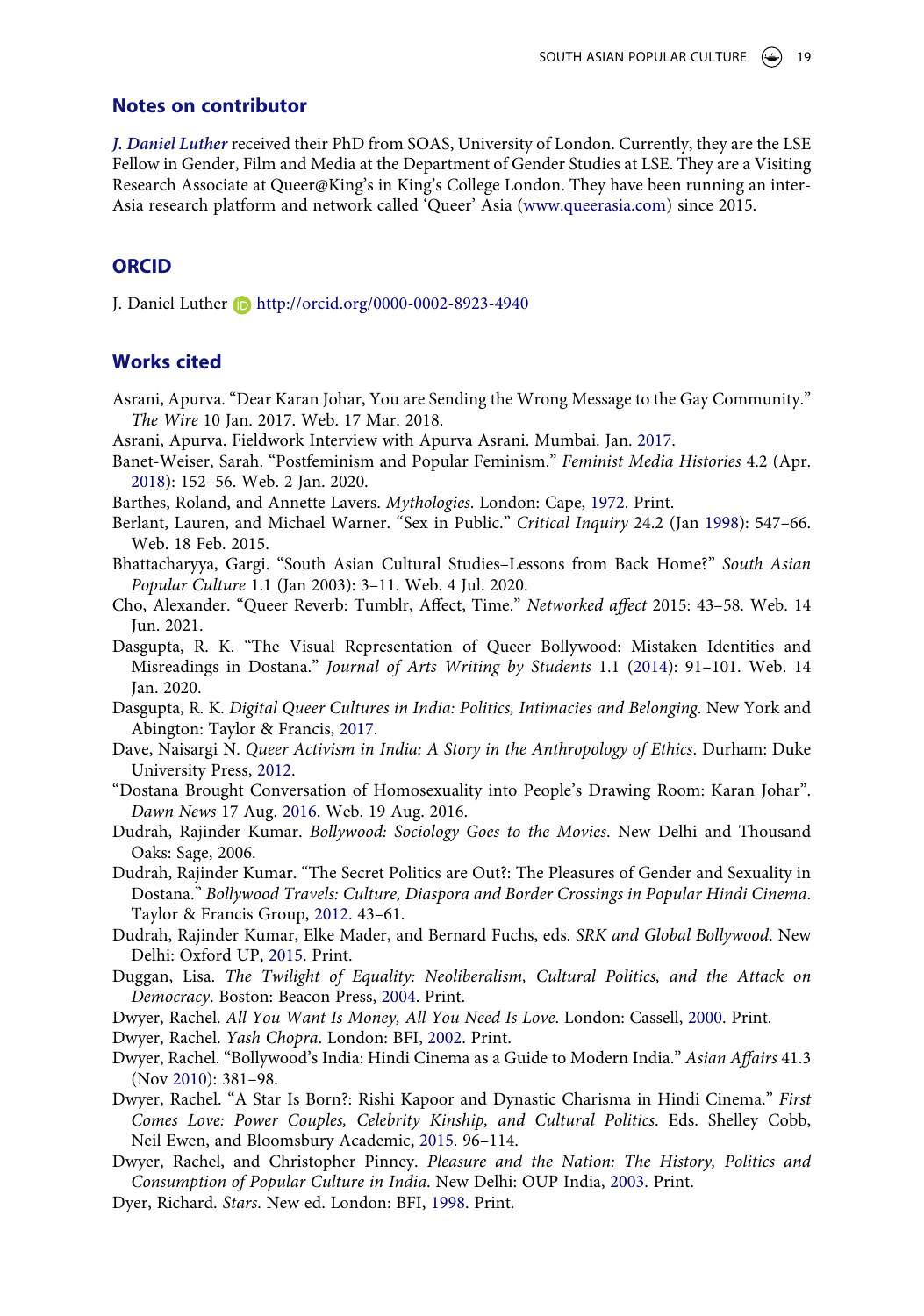## Notes on contributor

***J. Daniel Luther*** received their PhD from SOAS, University of London. Currently, they are the LSE Fellow in Gender, Film and Media at the Department of Gender Studies at LSE. They are a Visiting Research Associate at Queer@King's in King's College London. They have been running an inter-Asia research platform and network called 'Queer' Asia (www.queerasia.com) since 2015.

## ORCID

J. Daniel Luther http://orcid.org/0000-0002-8923-4940

## Works cited

Asrani, Apurva. "Dear Karan Johar, You are Sending the Wrong Message to the Gay Community." *The Wire* 10 Jan. 2017. Web. 17 Mar. 2018.

Asrani, Apurva. Fieldwork Interview with Apurva Asrani. Mumbai. Jan. 2017.

Banet-Weiser, Sarah. "Postfeminism and Popular Feminism." *Feminist Media Histories* 4.2 (Apr. 2018): 152–56. Web. 2 Jan. 2020.

Barthes, Roland, and Annette Lavers. *Mythologies*. London: Cape, 1972. Print.

Berlant, Lauren, and Michael Warner. "Sex in Public." *Critical Inquiry* 24.2 (Jan 1998): 547–66. Web. 18 Feb. 2015.

Bhattacharyya, Gargi. "South Asian Cultural Studies–Lessons from Back Home?" *South Asian Popular Culture* 1.1 (Jan 2003): 3–11. Web. 4 Jul. 2020.

Cho, Alexander. "Queer Reverb: Tumblr, Affect, Time." *Networked affect* 2015: 43–58. Web. 14 Jun. 2021.

Dasgupta, R. K. "The Visual Representation of Queer Bollywood: Mistaken Identities and Misreadings in Dostana." *Journal of Arts Writing by Students* 1.1 (2014): 91–101. Web. 14 Jan. 2020.

Dasgupta, R. K. *Digital Queer Cultures in India: Politics, Intimacies and Belonging*. New York and Abington: Taylor & Francis, 2017.

Dave, Naisargi N. *Queer Activism in India: A Story in the Anthropology of Ethics*. Durham: Duke University Press, 2012.

"Dostana Brought Conversation of Homosexuality into People's Drawing Room: Karan Johar". *Dawn News* 17 Aug. 2016. Web. 19 Aug. 2016.

Dudrah, Rajinder Kumar. *Bollywood: Sociology Goes to the Movies*. New Delhi and Thousand Oaks: Sage, 2006.

Dudrah, Rajinder Kumar. "The Secret Politics are Out?: The Pleasures of Gender and Sexuality in Dostana." *Bollywood Travels: Culture, Diaspora and Border Crossings in Popular Hindi Cinema*. Taylor & Francis Group, 2012. 43–61.

Dudrah, Rajinder Kumar, Elke Mader, and Bernard Fuchs, eds. *SRK and Global Bollywood*. New Delhi: Oxford UP, 2015. Print.

Duggan, Lisa. *The Twilight of Equality: Neoliberalism, Cultural Politics, and the Attack on Democracy*. Boston: Beacon Press, 2004. Print.

Dwyer, Rachel. *All You Want Is Money, All You Need Is Love*. London: Cassell, 2000. Print.

Dwyer, Rachel. *Yash Chopra*. London: BFI, 2002. Print.

Dwyer, Rachel. "Bollywood's India: Hindi Cinema as a Guide to Modern India." *Asian Affairs* 41.3 (Nov 2010): 381–98.

Dwyer, Rachel. "A Star Is Born?: Rishi Kapoor and Dynastic Charisma in Hindi Cinema." *First Comes Love: Power Couples, Celebrity Kinship, and Cultural Politics*. Eds. Shelley Cobb, Neil Ewen, and Bloomsbury Academic, 2015. 96–114.

Dwyer, Rachel, and Christopher Pinney. *Pleasure and the Nation: The History, Politics and Consumption of Popular Culture in India*. New Delhi: OUP India, 2003. Print.

Dyer, Richard. *Stars*. New ed. London: BFI, 1998. Print.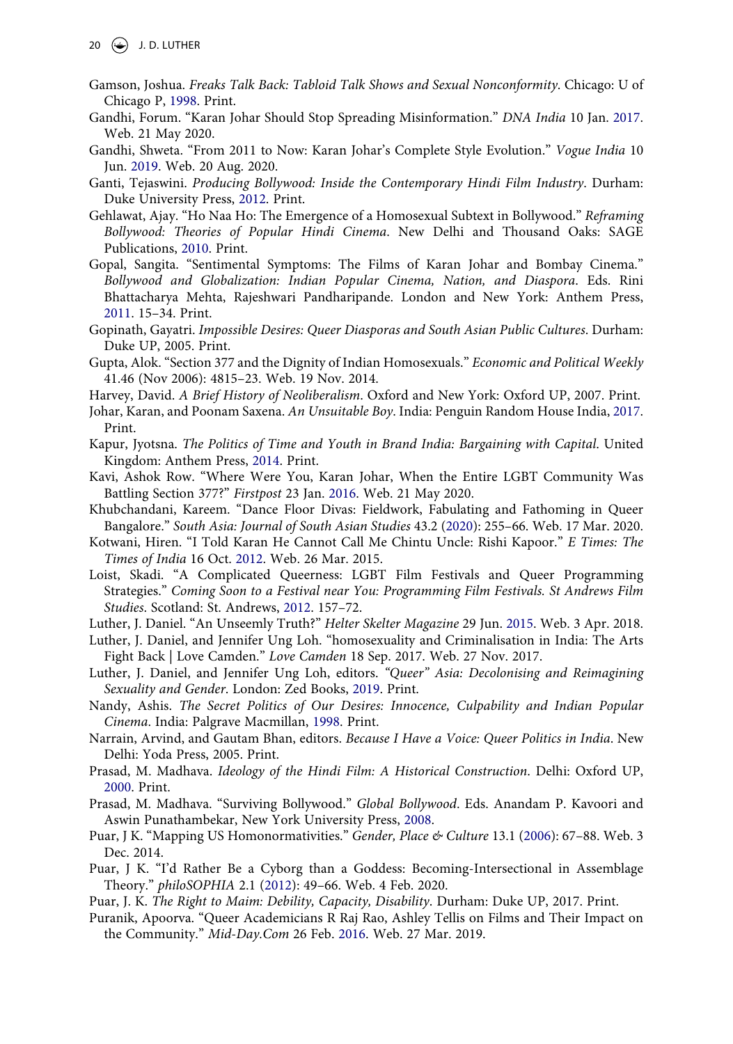Gamson, Joshua. *Freaks Talk Back: Tabloid Talk Shows and Sexual Nonconformity*. Chicago: U of Chicago P, 1998. Print.

Gandhi, Forum. "Karan Johar Should Stop Spreading Misinformation." *DNA India* 10 Jan. 2017. Web. 21 May 2020.

Gandhi, Shweta. "From 2011 to Now: Karan Johar's Complete Style Evolution." *Vogue India* 10 Jun. 2019. Web. 20 Aug. 2020.

Ganti, Tejaswini. *Producing Bollywood: Inside the Contemporary Hindi Film Industry*. Durham: Duke University Press, 2012. Print.

Gehlawat, Ajay. "Ho Naa Ho: The Emergence of a Homosexual Subtext in Bollywood." *Reframing Bollywood: Theories of Popular Hindi Cinema*. New Delhi and Thousand Oaks: SAGE Publications, 2010. Print.

Gopal, Sangita. "Sentimental Symptoms: The Films of Karan Johar and Bombay Cinema." *Bollywood and Globalization: Indian Popular Cinema, Nation, and Diaspora*. Eds. Rini Bhattacharya Mehta, Rajeshwari Pandharipande. London and New York: Anthem Press, 2011. 15–34. Print.

Gopinath, Gayatri. *Impossible Desires: Queer Diasporas and South Asian Public Cultures*. Durham: Duke UP, 2005. Print.

Gupta, Alok. "Section 377 and the Dignity of Indian Homosexuals." *Economic and Political Weekly* 41.46 (Nov 2006): 4815–23. Web. 19 Nov. 2014.

Harvey, David. *A Brief History of Neoliberalism*. Oxford and New York: Oxford UP, 2007. Print.

Johar, Karan, and Poonam Saxena. *An Unsuitable Boy*. India: Penguin Random House India, 2017. Print.

Kapur, Jyotsna. *The Politics of Time and Youth in Brand India: Bargaining with Capital*. United Kingdom: Anthem Press, 2014. Print.

Kavi, Ashok Row. "Where Were You, Karan Johar, When the Entire LGBT Community Was Battling Section 377?" *Firstpost* 23 Jan. 2016. Web. 21 May 2020.

Khubchandani, Kareem. "Dance Floor Divas: Fieldwork, Fabulating and Fathoming in Queer Bangalore." *South Asia: Journal of South Asian Studies* 43.2 (2020): 255–66. Web. 17 Mar. 2020.

Kotwani, Hiren. "I Told Karan He Cannot Call Me Chintu Uncle: Rishi Kapoor." *E Times: The Times of India* 16 Oct. 2012. Web. 26 Mar. 2015.

Loist, Skadi. "A Complicated Queerness: LGBT Film Festivals and Queer Programming Strategies." *Coming Soon to a Festival near You: Programming Film Festivals. St Andrews Film Studies*. Scotland: St. Andrews, 2012. 157–72.

Luther, J. Daniel. "An Unseemly Truth?" *Helter Skelter Magazine* 29 Jun. 2015. Web. 3 Apr. 2018.

Luther, J. Daniel, and Jennifer Ung Loh. "homosexuality and Criminalisation in India: The Arts Fight Back | Love Camden." *Love Camden* 18 Sep. 2017. Web. 27 Nov. 2017.

Luther, J. Daniel, and Jennifer Ung Loh, editors. *"Queer" Asia: Decolonising and Reimagining Sexuality and Gender*. London: Zed Books, 2019. Print.

Nandy, Ashis. *The Secret Politics of Our Desires: Innocence, Culpability and Indian Popular Cinema*. India: Palgrave Macmillan, 1998. Print.

Narrain, Arvind, and Gautam Bhan, editors. *Because I Have a Voice: Queer Politics in India*. New Delhi: Yoda Press, 2005. Print.

Prasad, M. Madhava. *Ideology of the Hindi Film: A Historical Construction*. Delhi: Oxford UP, 2000. Print.

Prasad, M. Madhava. "Surviving Bollywood." *Global Bollywood*. Eds. Anandam P. Kavoori and Aswin Punathambekar, New York University Press, 2008.

Puar, J K. "Mapping US Homonormativities." *Gender, Place & Culture* 13.1 (2006): 67–88. Web. 3 Dec. 2014.

Puar, J K. "I'd Rather Be a Cyborg than a Goddess: Becoming-Intersectional in Assemblage Theory." *philoSOPHIA* 2.1 (2012): 49–66. Web. 4 Feb. 2020.

Puar, J. K. *The Right to Maim: Debility, Capacity, Disability*. Durham: Duke UP, 2017. Print.

Puranik, Apoorva. "Queer Academicians R Raj Rao, Ashley Tellis on Films and Their Impact on the Community." *Mid-Day.Com* 26 Feb. 2016. Web. 27 Mar. 2019.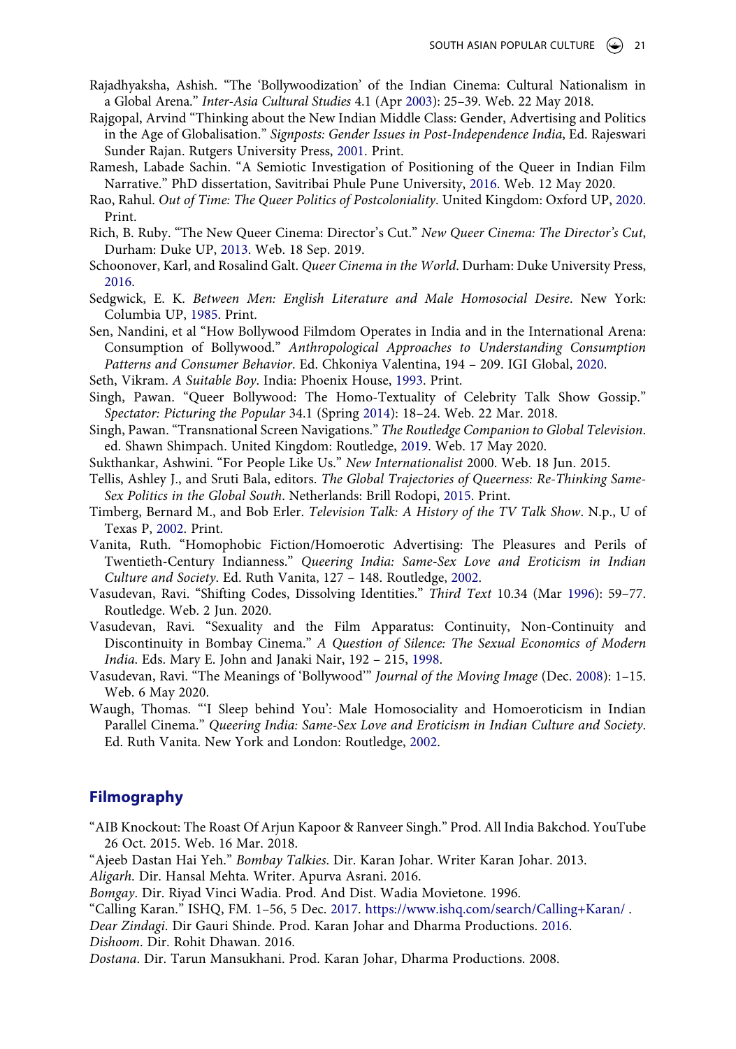Rajadhyaksha, Ashish. "The 'Bollywoodization' of the Indian Cinema: Cultural Nationalism in a Global Arena." *Inter-Asia Cultural Studies* 4.1 (Apr 2003): 25–39. Web. 22 May 2018.

Rajgopal, Arvind "Thinking about the New Indian Middle Class: Gender, Advertising and Politics in the Age of Globalisation." *Signposts: Gender Issues in Post-Independence India*, Ed. Rajeswari Sunder Rajan. Rutgers University Press, 2001. Print.

Ramesh, Labade Sachin. "A Semiotic Investigation of Positioning of the Queer in Indian Film Narrative." PhD dissertation, Savitribai Phule Pune University, 2016. Web. 12 May 2020.

Rao, Rahul. *Out of Time: The Queer Politics of Postcoloniality*. United Kingdom: Oxford UP, 2020. Print.

Rich, B. Ruby. "The New Queer Cinema: Director's Cut." *New Queer Cinema: The Director's Cut*, Durham: Duke UP, 2013. Web. 18 Sep. 2019.

Schoonover, Karl, and Rosalind Galt. *Queer Cinema in the World*. Durham: Duke University Press, 2016.

Sedgwick, E. K. *Between Men: English Literature and Male Homosocial Desire*. New York: Columbia UP, 1985. Print.

Sen, Nandini, et al "How Bollywood Filmdom Operates in India and in the International Arena: Consumption of Bollywood." *Anthropological Approaches to Understanding Consumption Patterns and Consumer Behavior*. Ed. Chkoniya Valentina, 194 – 209. IGI Global, 2020.

Seth, Vikram. *A Suitable Boy*. India: Phoenix House, 1993. Print.

Singh, Pawan. "Queer Bollywood: The Homo-Textuality of Celebrity Talk Show Gossip." *Spectator: Picturing the Popular* 34.1 (Spring 2014): 18–24. Web. 22 Mar. 2018.

Singh, Pawan. "Transnational Screen Navigations." *The Routledge Companion to Global Television*. ed. Shawn Shimpach. United Kingdom: Routledge, 2019. Web. 17 May 2020.

Sukthankar, Ashwini. "For People Like Us." *New Internationalist* 2000. Web. 18 Jun. 2015.

Tellis, Ashley J., and Sruti Bala, editors. *The Global Trajectories of Queerness: Re-Thinking Same-Sex Politics in the Global South*. Netherlands: Brill Rodopi, 2015. Print.

Timberg, Bernard M., and Bob Erler. *Television Talk: A History of the TV Talk Show*. N.p., U of Texas P, 2002. Print.

Vanita, Ruth. "Homophobic Fiction/Homoerotic Advertising: The Pleasures and Perils of Twentieth-Century Indianness." *Queering India: Same-Sex Love and Eroticism in Indian Culture and Society*. Ed. Ruth Vanita, 127 – 148. Routledge, 2002.

Vasudevan, Ravi. "Shifting Codes, Dissolving Identities." *Third Text* 10.34 (Mar 1996): 59–77. Routledge. Web. 2 Jun. 2020.

Vasudevan, Ravi. "Sexuality and the Film Apparatus: Continuity, Non-Continuity and Discontinuity in Bombay Cinema." *A Question of Silence: The Sexual Economics of Modern India*. Eds. Mary E. John and Janaki Nair, 192 – 215, 1998.

Vasudevan, Ravi. "The Meanings of 'Bollywood'" *Journal of the Moving Image* (Dec. 2008): 1–15. Web. 6 May 2020.

Waugh, Thomas. "'I Sleep behind You': Male Homosociality and Homoeroticism in Indian Parallel Cinema." *Queering India: Same-Sex Love and Eroticism in Indian Culture and Society*. Ed. Ruth Vanita. New York and London: Routledge, 2002.

## Filmography

"AIB Knockout: The Roast Of Arjun Kapoor & Ranveer Singh." Prod. All India Bakchod. YouTube 26 Oct. 2015. Web. 16 Mar. 2018.

"Ajeeb Dastan Hai Yeh." *Bombay Talkies*. Dir. Karan Johar. Writer Karan Johar. 2013.

*Aligarh*. Dir. Hansal Mehta. Writer. Apurva Asrani. 2016.

*Bomgay*. Dir. Riyad Vinci Wadia. Prod. And Dist. Wadia Movietone. 1996.

"Calling Karan." ISHQ, FM. 1–56, 5 Dec. 2017. https://www.ishq.com/search/Calling+Karan/ .

*Dear Zindagi*. Dir Gauri Shinde. Prod. Karan Johar and Dharma Productions. 2016.

*Dishoom*. Dir. Rohit Dhawan. 2016.

*Dostana*. Dir. Tarun Mansukhani. Prod. Karan Johar, Dharma Productions. 2008.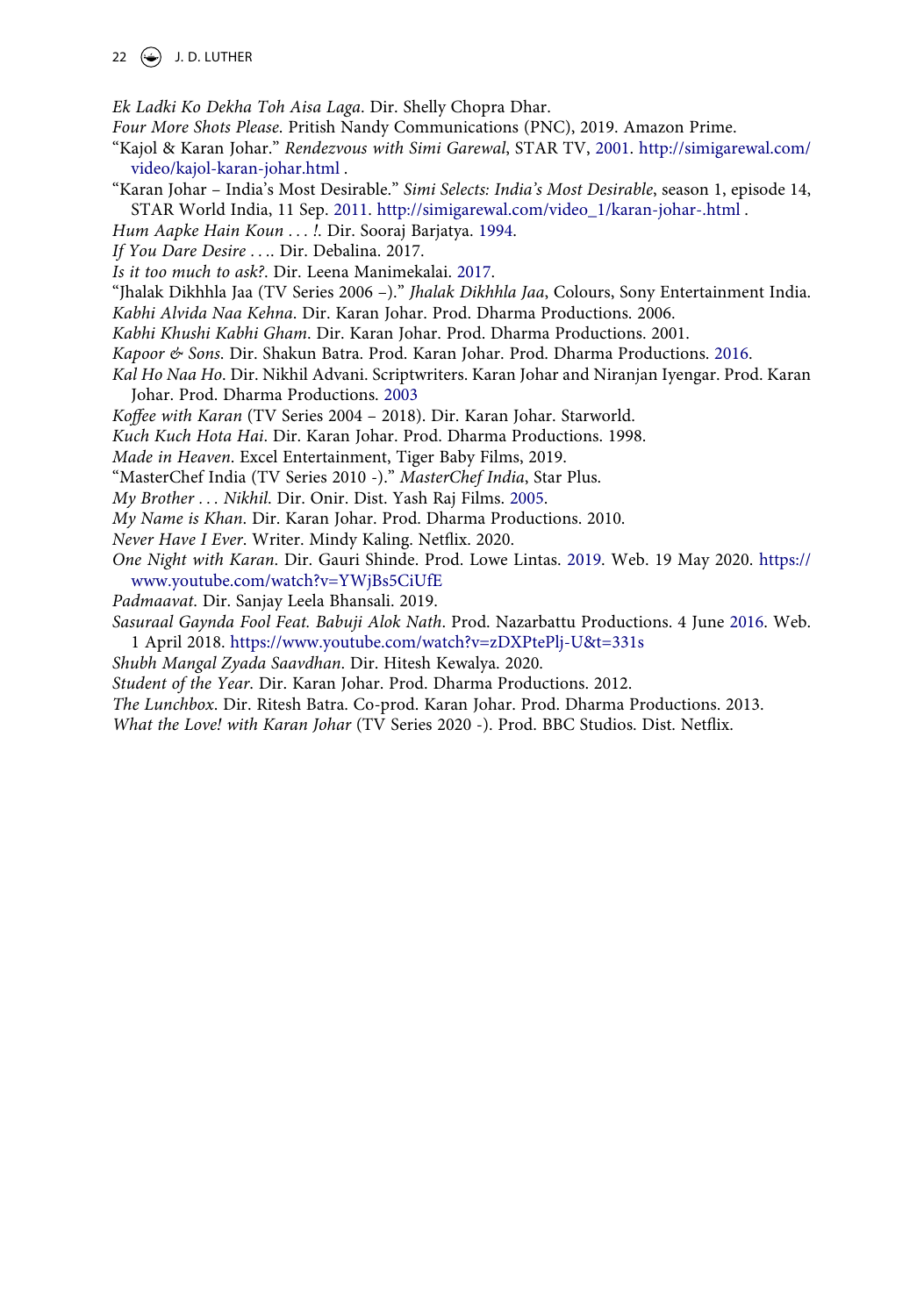*Ek Ladki Ko Dekha Toh Aisa Laga*. Dir. Shelly Chopra Dhar.

*Four More Shots Please*. Pritish Nandy Communications (PNC), 2019. Amazon Prime.

"Kajol & Karan Johar." *Rendezvous with Simi Garewal*, STAR TV, 2001. http://simigarewal.com/video/kajol-karan-johar.html .

"Karan Johar – India's Most Desirable." *Simi Selects: India's Most Desirable*, season 1, episode 14, STAR World India, 11 Sep. 2011. http://simigarewal.com/video_1/karan-johar-.html .

*Hum Aapke Hain Koun . . . !*. Dir. Sooraj Barjatya. 1994.

*If You Dare Desire . . .*. Dir. Debalina. 2017.

*Is it too much to ask?*. Dir. Leena Manimekalai. 2017.

"Jhalak Dikhhla Jaa (TV Series 2006 –)." *Jhalak Dikhhla Jaa*, Colours, Sony Entertainment India.

*Kabhi Alvida Naa Kehna*. Dir. Karan Johar. Prod. Dharma Productions. 2006.

*Kabhi Khushi Kabhi Gham*. Dir. Karan Johar. Prod. Dharma Productions. 2001.

*Kapoor & Sons*. Dir. Shakun Batra. Prod. Karan Johar. Prod. Dharma Productions. 2016.

*Kal Ho Naa Ho*. Dir. Nikhil Advani. Scriptwriters. Karan Johar and Niranjan Iyengar. Prod. Karan Johar. Prod. Dharma Productions. 2003

*Koffee with Karan* (TV Series 2004 – 2018). Dir. Karan Johar. Starworld.

*Kuch Kuch Hota Hai*. Dir. Karan Johar. Prod. Dharma Productions. 1998.

*Made in Heaven*. Excel Entertainment, Tiger Baby Films, 2019.

"MasterChef India (TV Series 2010 -)." *MasterChef India*, Star Plus.

*My Brother . . . Nikhil*. Dir. Onir. Dist. Yash Raj Films. 2005.

*My Name is Khan*. Dir. Karan Johar. Prod. Dharma Productions. 2010.

*Never Have I Ever*. Writer. Mindy Kaling. Netflix. 2020.

*One Night with Karan*. Dir. Gauri Shinde. Prod. Lowe Lintas. 2019. Web. 19 May 2020. https://www.youtube.com/watch?v=YWjBs5CiUfE

*Padmaavat*. Dir. Sanjay Leela Bhansali. 2019.

*Sasuraal Gaynda Fool Feat. Babuji Alok Nath*. Prod. Nazarbattu Productions. 4 June 2016. Web. 1 April 2018. https://www.youtube.com/watch?v=zDXPtePlj-U&t=331s

*Shubh Mangal Zyada Saavdhan*. Dir. Hitesh Kewalya. 2020.

*Student of the Year*. Dir. Karan Johar. Prod. Dharma Productions. 2012.

*The Lunchbox*. Dir. Ritesh Batra. Co-prod. Karan Johar. Prod. Dharma Productions. 2013.

*What the Love! with Karan Johar* (TV Series 2020 -). Prod. BBC Studios. Dist. Netflix.